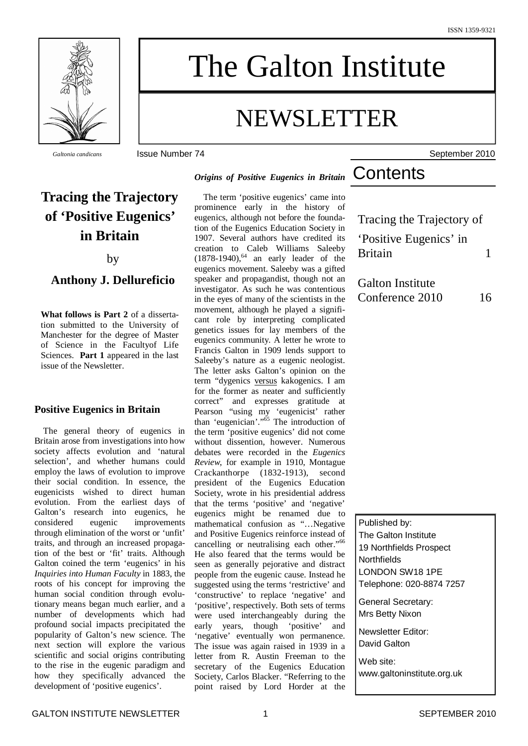ISSN 1359-9321

# The Galton Institute

# NEWSLETTER

*Galtonia candicans*

Issue Number 74 — September 2010

## Contents

| | |
|---|---|
| Tracing the Trajectory of 'Positive Eugenics' in Britain | 1 |
| Galton Institute Conference 2010 | 16 |

Published by:
The Galton Institute
19 Northfields Prospect
Northfields
LONDON SW18 1PE
Telephone: 020-8874 7257

General Secretary:
Mrs Betty Nixon

Newsletter Editor:
David Galton

Web site:
www.galtoninstitute.org.uk

# Tracing the Trajectory of 'Positive Eugenics' in Britain

by

**Anthony J. Dellureficio**

**What follows is Part 2** of a dissertation submitted to the University of Manchester for the degree of Master of Science in the Facultyof Life Sciences. **Part 1** appeared in the last issue of the Newsletter.

### Positive Eugenics in Britain

The general theory of eugenics in Britain arose from investigations into how society affects evolution and 'natural selection', and whether humans could employ the laws of evolution to improve their social condition. In essence, the eugenicists wished to direct human evolution. From the earliest days of Galton's research into eugenics, he considered eugenic improvements through elimination of the worst or 'unfit' traits, and through an increased propagation of the best or 'fit' traits. Although Galton coined the term 'eugenics' in his *Inquiries into Human Faculty* in 1883, the roots of his concept for improving the human social condition through evolutionary means began much earlier, and a number of developments which had profound social impacts precipitated the popularity of Galton's new science. The next section will explore the various scientific and social origins contributing to the rise in the eugenic paradigm and how they specifically advanced the development of 'positive eugenics'.

### *Origins of Positive Eugenics in Britain*

The term 'positive eugenics' came into prominence early in the history of eugenics, although not before the foundation of the Eugenics Education Society in 1907. Several authors have credited its creation to Caleb Williams Saleeby (1878-1940),[64] an early leader of the eugenics movement. Saleeby was a gifted speaker and propagandist, though not an investigator. As such he was contentious in the eyes of many of the scientists in the movement, although he played a significant role by interpreting complicated genetics issues for lay members of the eugenics community. A letter he wrote to Francis Galton in 1909 lends support to Saleeby's nature as a eugenic neologist. The letter asks Galton's opinion on the term "dygenics versus kakogenics. I am for the former as neater and sufficiently correct" and expresses gratitude at Pearson "using my 'eugenicist' rather than 'eugenician'."[65] The introduction of the term 'positive eugenics' did not come without dissention, however. Numerous debates were recorded in the *Eugenics Review*, for example in 1910, Montague Crackanthorpe (1832-1913), second president of the Eugenics Education Society, wrote in his presidential address that the terms 'positive' and 'negative' eugenics might be renamed due to mathematical confusion as "…Negative and Positive Eugenics reinforce instead of cancelling or neutralising each other."[66] He also feared that the terms would be seen as generally pejorative and distract people from the eugenic cause. Instead he suggested using the terms 'restrictive' and 'constructive' to replace 'negative' and 'positive', respectively. Both sets of terms were used interchangeably during the early years, though 'positive' and 'negative' eventually won permanence. The issue was again raised in 1939 in a letter from R. Austin Freeman to the secretary of the Eugenics Education Society, Carlos Blacker. "Referring to the point raised by Lord Horder at the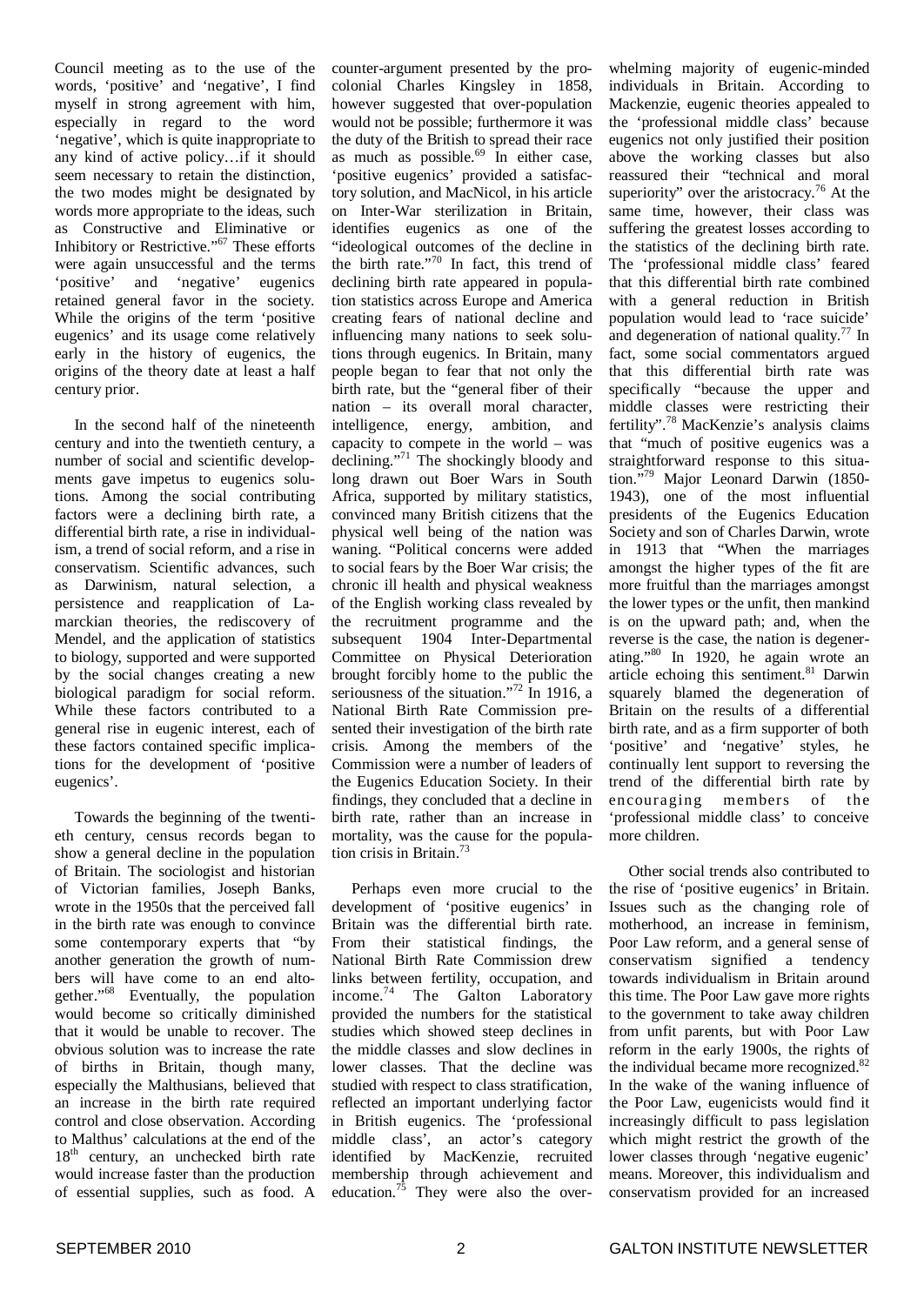Council meeting as to the use of the words, 'positive' and 'negative', I find myself in strong agreement with him, especially in regard to the word 'negative', which is quite inappropriate to any kind of active policy…if it should seem necessary to retain the distinction, the two modes might be designated by words more appropriate to the ideas, such as Constructive and Eliminative or Inhibitory or Restrictive."[67] These efforts were again unsuccessful and the terms 'positive' and 'negative' eugenics retained general favor in the society. While the origins of the term 'positive eugenics' and its usage come relatively early in the history of eugenics, the origins of the theory date at least a half century prior.

In the second half of the nineteenth century and into the twentieth century, a number of social and scientific developments gave impetus to eugenics solutions. Among the social contributing factors were a declining birth rate, a differential birth rate, a rise in individualism, a trend of social reform, and a rise in conservatism. Scientific advances, such as Darwinism, natural selection, a persistence and reapplication of Lamarckian theories, the rediscovery of Mendel, and the application of statistics to biology, supported and were supported by the social changes creating a new biological paradigm for social reform. While these factors contributed to a general rise in eugenic interest, each of these factors contained specific implications for the development of 'positive eugenics'.

Towards the beginning of the twentieth century, census records began to show a general decline in the population of Britain. The sociologist and historian of Victorian families, Joseph Banks, wrote in the 1950s that the perceived fall in the birth rate was enough to convince some contemporary experts that "by another generation the growth of numbers will have come to an end altogether."[68] Eventually, the population would become so critically diminished that it would be unable to recover. The obvious solution was to increase the rate of births in Britain, though many, especially the Malthusians, believed that an increase in the birth rate required control and close observation. According to Malthus' calculations at the end of the 18th century, an unchecked birth rate would increase faster than the production of essential supplies, such as food. A counter-argument presented by the pro-colonial Charles Kingsley in 1858, however suggested that over-population would not be possible; furthermore it was the duty of the British to spread their race as much as possible.[69] In either case, 'positive eugenics' provided a satisfactory solution, and MacNicol, in his article on Inter-War sterilization in Britain, identifies eugenics as one of the "ideological outcomes of the decline in the birth rate."[70] In fact, this trend of declining birth rate appeared in population statistics across Europe and America creating fears of national decline and influencing many nations to seek solutions through eugenics. In Britain, many people began to fear that not only the birth rate, but the "general fiber of their nation – its overall moral character, intelligence, energy, ambition, and capacity to compete in the world – was declining."[71] The shockingly bloody and long drawn out Boer Wars in South Africa, supported by military statistics, convinced many British citizens that the physical well being of the nation was waning. "Political concerns were added to social fears by the Boer War crisis; the chronic ill health and physical weakness of the English working class revealed by the recruitment programme and the subsequent 1904 Inter-Departmental Committee on Physical Deterioration brought forcibly home to the public the seriousness of the situation."[72] In 1916, a National Birth Rate Commission presented their investigation of the birth rate crisis. Among the members of the Commission were a number of leaders of the Eugenics Education Society. In their findings, they concluded that a decline in birth rate, rather than an increase in mortality, was the cause for the population crisis in Britain.[73]

Perhaps even more crucial to the development of 'positive eugenics' in Britain was the differential birth rate. From their statistical findings, the National Birth Rate Commission drew links between fertility, occupation, and income.[74] The Galton Laboratory provided the numbers for the statistical studies which showed steep declines in the middle classes and slow declines in lower classes. That the decline was studied with respect to class stratification, reflected an important underlying factor in British eugenics. The 'professional middle class', an actor's category identified by MacKenzie, recruited membership through achievement and education.[75] They were also the overwhelming majority of eugenic-minded individuals in Britain. According to Mackenzie, eugenic theories appealed to the 'professional middle class' because eugenics not only justified their position above the working classes but also reassured their "technical and moral superiority" over the aristocracy.[76] At the same time, however, their class was suffering the greatest losses according to the statistics of the declining birth rate. The 'professional middle class' feared that this differential birth rate combined with a general reduction in British population would lead to 'race suicide' and degeneration of national quality.[77] In fact, some social commentators argued that this differential birth rate was specifically "because the upper and middle classes were restricting their fertility".[78] MacKenzie's analysis claims that "much of positive eugenics was a straightforward response to this situation."[79] Major Leonard Darwin (1850-1943), one of the most influential presidents of the Eugenics Education Society and son of Charles Darwin, wrote in 1913 that "When the marriages amongst the higher types of the fit are more fruitful than the marriages amongst the lower types or the unfit, then mankind is on the upward path; and, when the reverse is the case, the nation is degenerating."[80] In 1920, he again wrote an article echoing this sentiment.[81] Darwin squarely blamed the degeneration of Britain on the results of a differential birth rate, and as a firm supporter of both 'positive' and 'negative' styles, he continually lent support to reversing the trend of the differential birth rate by encouraging members of the 'professional middle class' to conceive more children.

Other social trends also contributed to the rise of 'positive eugenics' in Britain. Issues such as the changing role of motherhood, an increase in feminism, Poor Law reform, and a general sense of conservatism signified a tendency towards individualism in Britain around this time. The Poor Law gave more rights to the government to take away children from unfit parents, but with Poor Law reform in the early 1900s, the rights of the individual became more recognized.[82] In the wake of the waning influence of the Poor Law, eugenicists would find it increasingly difficult to pass legislation which might restrict the growth of the lower classes through 'negative eugenic' means. Moreover, this individualism and conservatism provided for an increased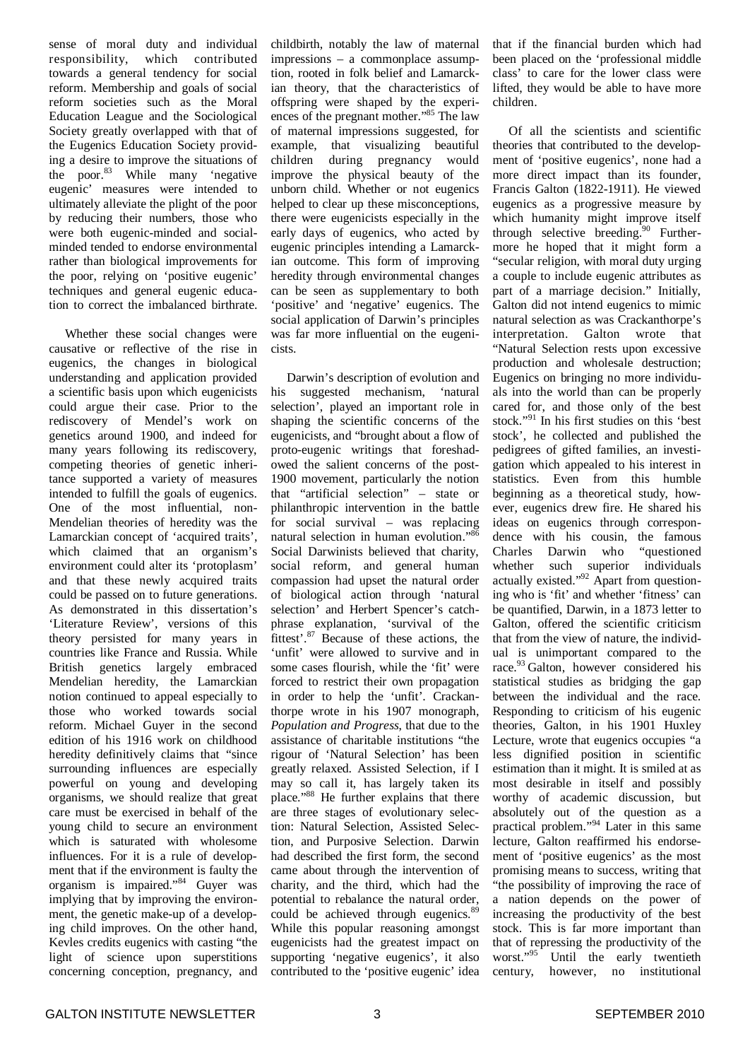sense of moral duty and individual responsibility, which contributed towards a general tendency for social reform. Membership and goals of social reform societies such as the Moral Education League and the Sociological Society greatly overlapped with that of the Eugenics Education Society providing a desire to improve the situations of the poor.[83] While many 'negative eugenic' measures were intended to ultimately alleviate the plight of the poor by reducing their numbers, those who were both eugenic-minded and social-minded tended to endorse environmental rather than biological improvements for the poor, relying on 'positive eugenic' techniques and general eugenic education to correct the imbalanced birthrate.

Whether these social changes were causative or reflective of the rise in eugenics, the changes in biological understanding and application provided a scientific basis upon which eugenicists could argue their case. Prior to the rediscovery of Mendel's work on genetics around 1900, and indeed for many years following its rediscovery, competing theories of genetic inheritance supported a variety of measures intended to fulfill the goals of eugenics. One of the most influential, non-Mendelian theories of heredity was the Lamarckian concept of 'acquired traits', which claimed that an organism's environment could alter its 'protoplasm' and that these newly acquired traits could be passed on to future generations. As demonstrated in this dissertation's 'Literature Review', versions of this theory persisted for many years in countries like France and Russia. While British genetics largely embraced Mendelian heredity, the Lamarckian notion continued to appeal especially to those who worked towards social reform. Michael Guyer in the second edition of his 1916 work on childhood heredity definitively claims that "since surrounding influences are especially powerful on young and developing organisms, we should realize that great care must be exercised in behalf of the young child to secure an environment which is saturated with wholesome influences. For it is a rule of development that if the environment is faulty the organism is impaired."[84] Guyer was implying that by improving the environment, the genetic make-up of a developing child improves. On the other hand, Kevles credits eugenics with casting "the light of science upon superstitions concerning conception, pregnancy, and childbirth, notably the law of maternal impressions – a commonplace assumption, rooted in folk belief and Lamarckian theory, that the characteristics of offspring were shaped by the experiences of the pregnant mother."[85] The law of maternal impressions suggested, for example, that visualizing beautiful children during pregnancy would improve the physical beauty of the unborn child. Whether or not eugenics helped to clear up these misconceptions, there were eugenicists especially in the early days of eugenics, who acted by eugenic principles intending a Lamarckian outcome. This form of improving heredity through environmental changes can be seen as supplementary to both 'positive' and 'negative' eugenics. The social application of Darwin's principles was far more influential on the eugenicists.

Darwin's description of evolution and his suggested mechanism, 'natural selection', played an important role in shaping the scientific concerns of the eugenicists, and "brought about a flow of proto-eugenic writings that foreshadowed the salient concerns of the post-1900 movement, particularly the notion that "artificial selection" – state or philanthropic intervention in the battle for social survival – was replacing natural selection in human evolution."[86] Social Darwinists believed that charity, social reform, and general human compassion had upset the natural order of biological action through 'natural selection' and Herbert Spencer's catchphrase explanation, 'survival of the fittest'.[87] Because of these actions, the 'unfit' were allowed to survive and in some cases flourish, while the 'fit' were forced to restrict their own propagation in order to help the 'unfit'. Crackanthorpe wrote in his 1907 monograph, *Population and Progress*, that due to the assistance of charitable institutions "the rigour of 'Natural Selection' has been greatly relaxed. Assisted Selection, if I may so call it, has largely taken its place."[88] He further explains that there are three stages of evolutionary selection: Natural Selection, Assisted Selection, and Purposive Selection. Darwin had described the first form, the second came about through the intervention of charity, and the third, which had the potential to rebalance the natural order, could be achieved through eugenics.[89] While this popular reasoning amongst eugenicists had the greatest impact on supporting 'negative eugenics', it also contributed to the 'positive eugenic' idea that if the financial burden which had been placed on the 'professional middle class' to care for the lower class were lifted, they would be able to have more children.

Of all the scientists and scientific theories that contributed to the development of 'positive eugenics', none had a more direct impact than its founder, Francis Galton (1822-1911). He viewed eugenics as a progressive measure by which humanity might improve itself through selective breeding.[90] Furthermore he hoped that it might form a "secular religion, with moral duty urging a couple to include eugenic attributes as part of a marriage decision." Initially, Galton did not intend eugenics to mimic natural selection as was Crackanthorpe's interpretation. Galton wrote that "Natural Selection rests upon excessive production and wholesale destruction; Eugenics on bringing no more individuals into the world than can be properly cared for, and those only of the best stock."[91] In his first studies on this 'best stock', he collected and published the pedigrees of gifted families, an investigation which appealed to his interest in statistics. Even from this humble beginning as a theoretical study, however, eugenics drew fire. He shared his ideas on eugenics through correspondence with his cousin, the famous Charles Darwin who "questioned whether such superior individuals actually existed."[92] Apart from questioning who is 'fit' and whether 'fitness' can be quantified, Darwin, in a 1873 letter to Galton, offered the scientific criticism that from the view of nature, the individual is unimportant compared to the race.[93] Galton, however considered his statistical studies as bridging the gap between the individual and the race. Responding to criticism of his eugenic theories, Galton, in his 1901 Huxley Lecture, wrote that eugenics occupies "a less dignified position in scientific estimation than it might. It is smiled at as most desirable in itself and possibly worthy of academic discussion, but absolutely out of the question as a practical problem."[94] Later in this same lecture, Galton reaffirmed his endorsement of 'positive eugenics' as the most promising means to success, writing that "the possibility of improving the race of a nation depends on the power of increasing the productivity of the best stock. This is far more important than that of repressing the productivity of the worst."[95] Until the early twentieth century, however, no institutional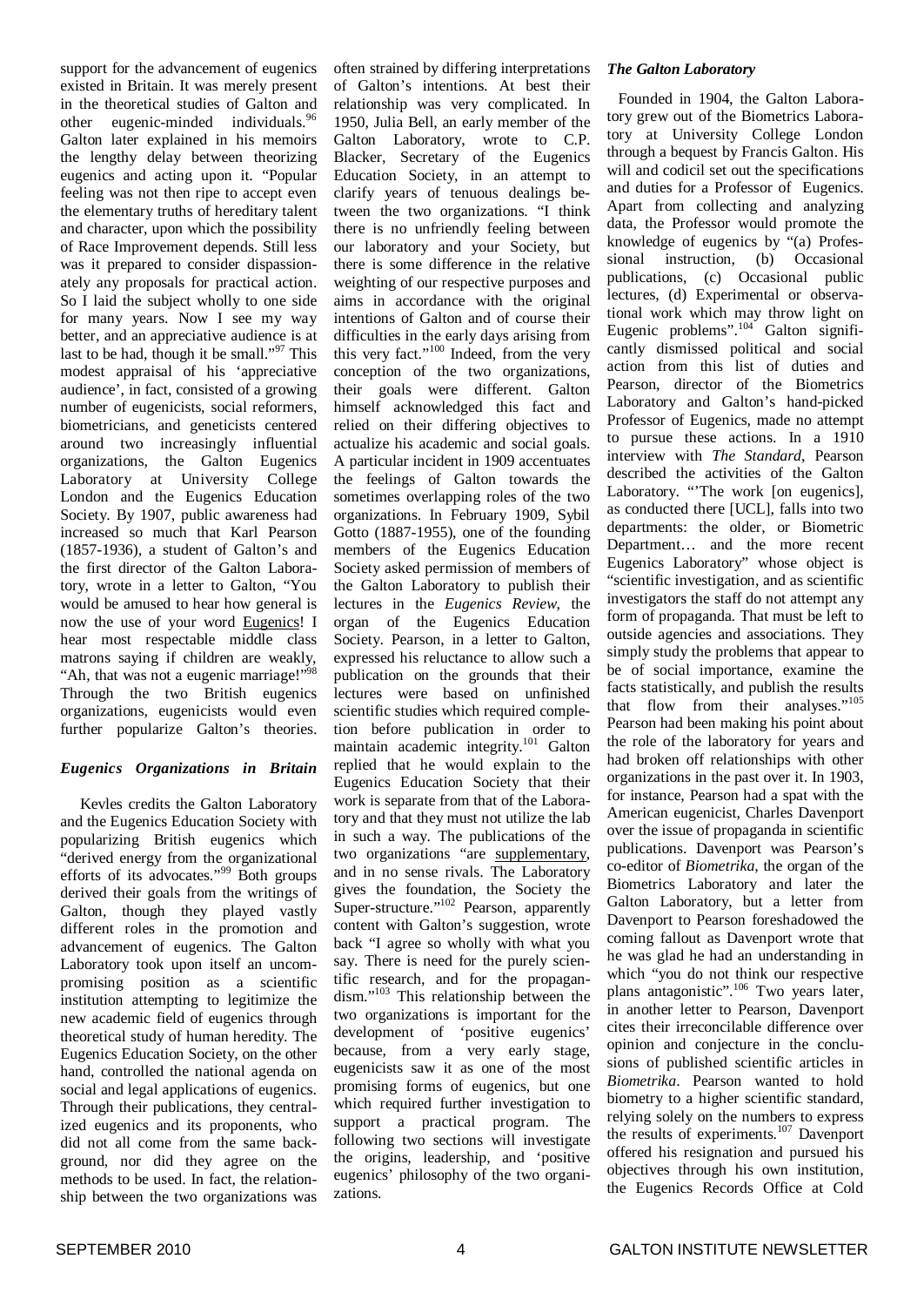support for the advancement of eugenics existed in Britain. It was merely present in the theoretical studies of Galton and other eugenic-minded individuals.[96] Galton later explained in his memoirs the lengthy delay between theorizing eugenics and acting upon it. "Popular feeling was not then ripe to accept even the elementary truths of hereditary talent and character, upon which the possibility of Race Improvement depends. Still less was it prepared to consider dispassionately any proposals for practical action. So I laid the subject wholly to one side for many years. Now I see my way better, and an appreciative audience is at last to be had, though it be small."[97] This modest appraisal of his 'appreciative audience', in fact, consisted of a growing number of eugenicists, social reformers, biometricians, and geneticists centered around two increasingly influential organizations, the Galton Eugenics Laboratory at University College London and the Eugenics Education Society. By 1907, public awareness had increased so much that Karl Pearson (1857-1936), a student of Galton's and the first director of the Galton Laboratory, wrote in a letter to Galton, "You would be amused to hear how general is now the use of your word Eugenics! I hear most respectable middle class matrons saying if children are weakly, "Ah, that was not a eugenic marriage!"[98] Through the two British eugenics organizations, eugenicists would even further popularize Galton's theories.

### *Eugenics Organizations in Britain*

Kevles credits the Galton Laboratory and the Eugenics Education Society with popularizing British eugenics which "derived energy from the organizational efforts of its advocates."[99] Both groups derived their goals from the writings of Galton, though they played vastly different roles in the promotion and advancement of eugenics. The Galton Laboratory took upon itself an uncompromising position as a scientific institution attempting to legitimize the new academic field of eugenics through theoretical study of human heredity. The Eugenics Education Society, on the other hand, controlled the national agenda on social and legal applications of eugenics. Through their publications, they centralized eugenics and its proponents, who did not all come from the same background, nor did they agree on the methods to be used. In fact, the relationship between the two organizations was often strained by differing interpretations of Galton's intentions. At best their relationship was very complicated. In 1950, Julia Bell, an early member of the Galton Laboratory, wrote to C.P. Blacker, Secretary of the Eugenics Education Society, in an attempt to clarify years of tenuous dealings between the two organizations. "I think there is no unfriendly feeling between our laboratory and your Society, but there is some difference in the relative weighting of our respective purposes and aims in accordance with the original intentions of Galton and of course their difficulties in the early days arising from this very fact."[100] Indeed, from the very conception of the two organizations, their goals were different. Galton himself acknowledged this fact and relied on their differing objectives to actualize his academic and social goals. A particular incident in 1909 accentuates the feelings of Galton towards the sometimes overlapping roles of the two organizations. In February 1909, Sybil Gotto (1887-1955), one of the founding members of the Eugenics Education Society asked permission of members of the Galton Laboratory to publish their lectures in the *Eugenics Review*, the organ of the Eugenics Education Society. Pearson, in a letter to Galton, expressed his reluctance to allow such a publication on the grounds that their lectures were based on unfinished scientific studies which required completion before publication in order to maintain academic integrity.[101] Galton replied that he would explain to the Eugenics Education Society that their work is separate from that of the Laboratory and that they must not utilize the lab in such a way. The publications of the two organizations "are supplementary, and in no sense rivals. The Laboratory gives the foundation, the Society the Super-structure."[102] Pearson, apparently content with Galton's suggestion, wrote back "I agree so wholly with what you say. There is need for the purely scientific research, and for the propagandism."[103] This relationship between the two organizations is important for the development of 'positive eugenics' because, from a very early stage, eugenicists saw it as one of the most promising forms of eugenics, but one which required further investigation to support a practical program. The following two sections will investigate the origins, leadership, and 'positive eugenics' philosophy of the two organizations.

### *The Galton Laboratory*

Founded in 1904, the Galton Laboratory grew out of the Biometrics Laboratory at University College London through a bequest by Francis Galton. His will and codicil set out the specifications and duties for a Professor of Eugenics. Apart from collecting and analyzing data, the Professor would promote the knowledge of eugenics by "(a) Professional instruction, (b) Occasional publications, (c) Occasional public lectures, (d) Experimental or observational work which may throw light on Eugenic problems".[104] Galton significantly dismissed political and social action from this list of duties and Pearson, director of the Biometrics Laboratory and Galton's hand-picked Professor of Eugenics, made no attempt to pursue these actions. In a 1910 interview with *The Standard*, Pearson described the activities of the Galton Laboratory. "'The work [on eugenics], as conducted there [UCL], falls into two departments: the older, or Biometric Department… and the more recent Eugenics Laboratory" whose object is "scientific investigation, and as scientific investigators the staff do not attempt any form of propaganda. That must be left to outside agencies and associations. They simply study the problems that appear to be of social importance, examine the facts statistically, and publish the results that flow from their analyses."[105] Pearson had been making his point about the role of the laboratory for years and had broken off relationships with other organizations in the past over it. In 1903, for instance, Pearson had a spat with the American eugenicist, Charles Davenport over the issue of propaganda in scientific publications. Davenport was Pearson's co-editor of *Biometrika*, the organ of the Biometrics Laboratory and later the Galton Laboratory, but a letter from Davenport to Pearson foreshadowed the coming fallout as Davenport wrote that he was glad he had an understanding in which "you do not think our respective plans antagonistic".[106] Two years later, in another letter to Pearson, Davenport cites their irreconcilable difference over opinion and conjecture in the conclusions of published scientific articles in *Biometrika*. Pearson wanted to hold biometry to a higher scientific standard, relying solely on the numbers to express the results of experiments.[107] Davenport offered his resignation and pursued his objectives through his own institution, the Eugenics Records Office at Cold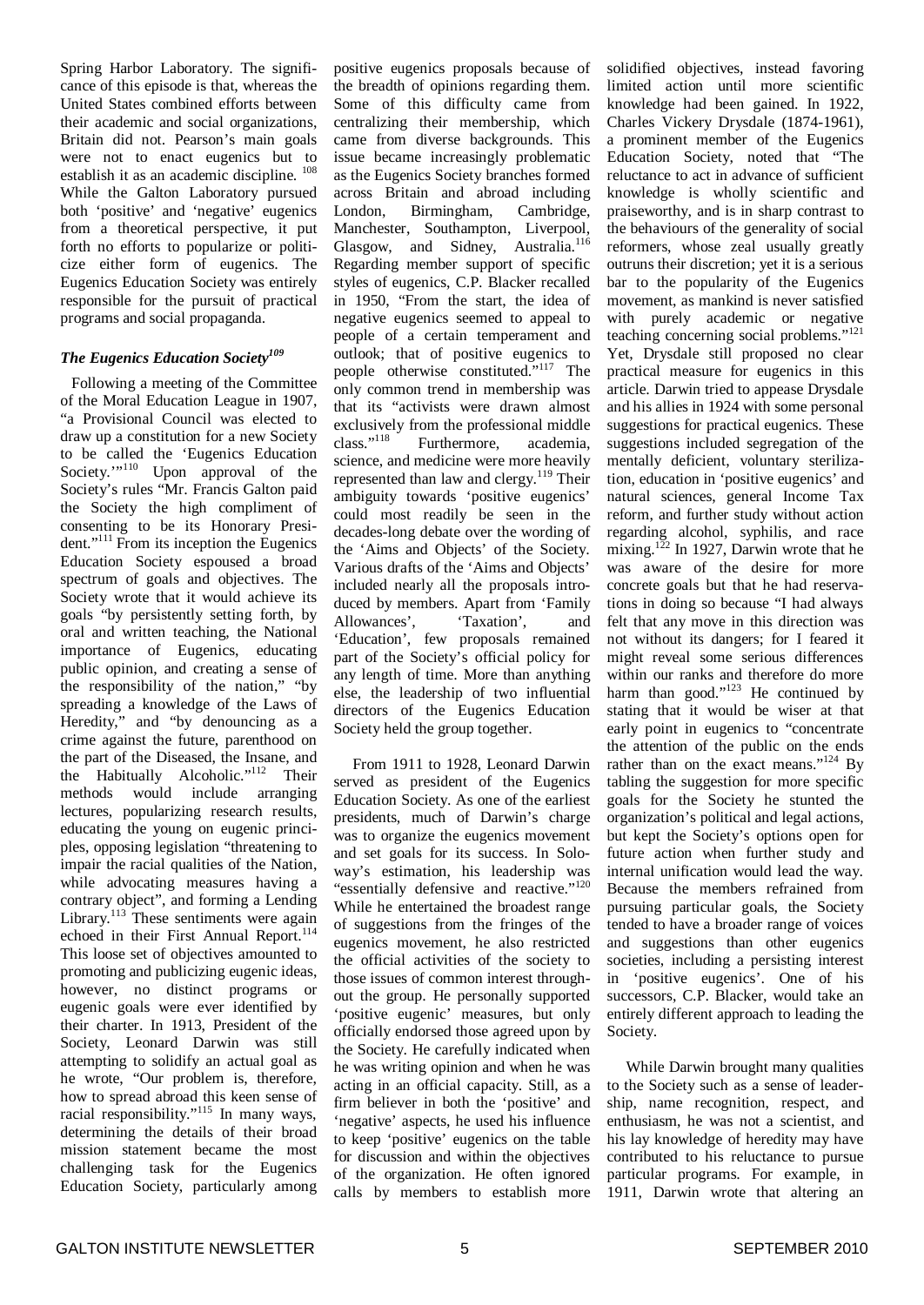Spring Harbor Laboratory. The significance of this episode is that, whereas the United States combined efforts between their academic and social organizations, Britain did not. Pearson's main goals were not to enact eugenics but to establish it as an academic discipline. [108] While the Galton Laboratory pursued both 'positive' and 'negative' eugenics from a theoretical perspective, it put forth no efforts to popularize or politicize either form of eugenics. The Eugenics Education Society was entirely responsible for the pursuit of practical programs and social propaganda.

### *The Eugenics Education Society*[109]

Following a meeting of the Committee of the Moral Education League in 1907, "a Provisional Council was elected to draw up a constitution for a new Society to be called the 'Eugenics Education Society.'"[110] Upon approval of the Society's rules "Mr. Francis Galton paid the Society the high compliment of consenting to be its Honorary President."[111] From its inception the Eugenics Education Society espoused a broad spectrum of goals and objectives. The Society wrote that it would achieve its goals "by persistently setting forth, by oral and written teaching, the National importance of Eugenics, educating public opinion, and creating a sense of the responsibility of the nation," "by spreading a knowledge of the Laws of Heredity," and "by denouncing as a crime against the future, parenthood on the part of the Diseased, the Insane, and the Habitually Alcoholic."[112] Their methods would include arranging lectures, popularizing research results, educating the young on eugenic principles, opposing legislation "threatening to impair the racial qualities of the Nation, while advocating measures having a contrary object", and forming a Lending Library.[113] These sentiments were again echoed in their First Annual Report.[114] This loose set of objectives amounted to promoting and publicizing eugenic ideas, however, no distinct programs or eugenic goals were ever identified by their charter. In 1913, President of the Society, Leonard Darwin was still attempting to solidify an actual goal as he wrote, "Our problem is, therefore, how to spread abroad this keen sense of racial responsibility."[115] In many ways, determining the details of their broad mission statement became the most challenging task for the Eugenics Education Society, particularly among positive eugenics proposals because of the breadth of opinions regarding them. Some of this difficulty came from centralizing their membership, which came from diverse backgrounds. This issue became increasingly problematic as the Eugenics Society branches formed across Britain and abroad including London, Birmingham, Cambridge, Manchester, Southampton, Liverpool, Glasgow, and Sidney, Australia.[116] Regarding member support of specific styles of eugenics, C.P. Blacker recalled in 1950, "From the start, the idea of negative eugenics seemed to appeal to people of a certain temperament and outlook; that of positive eugenics to people otherwise constituted."[117] The only common trend in membership was that its "activists were drawn almost exclusively from the professional middle class."[118] Furthermore, academia, science, and medicine were more heavily represented than law and clergy.[119] Their ambiguity towards 'positive eugenics' could most readily be seen in the decades-long debate over the wording of the 'Aims and Objects' of the Society. Various drafts of the 'Aims and Objects' included nearly all the proposals introduced by members. Apart from 'Family Allowances', 'Taxation', and 'Education', few proposals remained part of the Society's official policy for any length of time. More than anything else, the leadership of two influential directors of the Eugenics Education Society held the group together.

From 1911 to 1928, Leonard Darwin served as president of the Eugenics Education Society. As one of the earliest presidents, much of Darwin's charge was to organize the eugenics movement and set goals for its success. In Soloway's estimation, his leadership was "essentially defensive and reactive."[120] While he entertained the broadest range of suggestions from the fringes of the eugenics movement, he also restricted the official activities of the society to those issues of common interest throughout the group. He personally supported 'positive eugenic' measures, but only officially endorsed those agreed upon by the Society. He carefully indicated when he was writing opinion and when he was acting in an official capacity. Still, as a firm believer in both the 'positive' and 'negative' aspects, he used his influence to keep 'positive' eugenics on the table for discussion and within the objectives of the organization. He often ignored calls by members to establish more solidified objectives, instead favoring limited action until more scientific knowledge had been gained. In 1922, Charles Vickery Drysdale (1874-1961), a prominent member of the Eugenics Education Society, noted that "The reluctance to act in advance of sufficient knowledge is wholly scientific and praiseworthy, and is in sharp contrast to the behaviours of the generality of social reformers, whose zeal usually greatly outruns their discretion; yet it is a serious bar to the popularity of the Eugenics movement, as mankind is never satisfied with purely academic or negative teaching concerning social problems."[121] Yet, Drysdale still proposed no clear practical measure for eugenics in this article. Darwin tried to appease Drysdale and his allies in 1924 with some personal suggestions for practical eugenics. These suggestions included segregation of the mentally deficient, voluntary sterilization, education in 'positive eugenics' and natural sciences, general Income Tax reform, and further study without action regarding alcohol, syphilis, and race mixing.[122] In 1927, Darwin wrote that he was aware of the desire for more concrete goals but that he had reservations in doing so because "I had always felt that any move in this direction was not without its dangers; for I feared it might reveal some serious differences within our ranks and therefore do more harm than good."[123] He continued by stating that it would be wiser at that early point in eugenics to "concentrate the attention of the public on the ends rather than on the exact means."[124] By tabling the suggestion for more specific goals for the Society he stunted the organization's political and legal actions, but kept the Society's options open for future action when further study and internal unification would lead the way. Because the members refrained from pursuing particular goals, the Society tended to have a broader range of voices and suggestions than other eugenics societies, including a persisting interest in 'positive eugenics'. One of his successors, C.P. Blacker, would take an entirely different approach to leading the Society.

While Darwin brought many qualities to the Society such as a sense of leadership, name recognition, respect, and enthusiasm, he was not a scientist, and his lay knowledge of heredity may have contributed to his reluctance to pursue particular programs. For example, in 1911, Darwin wrote that altering an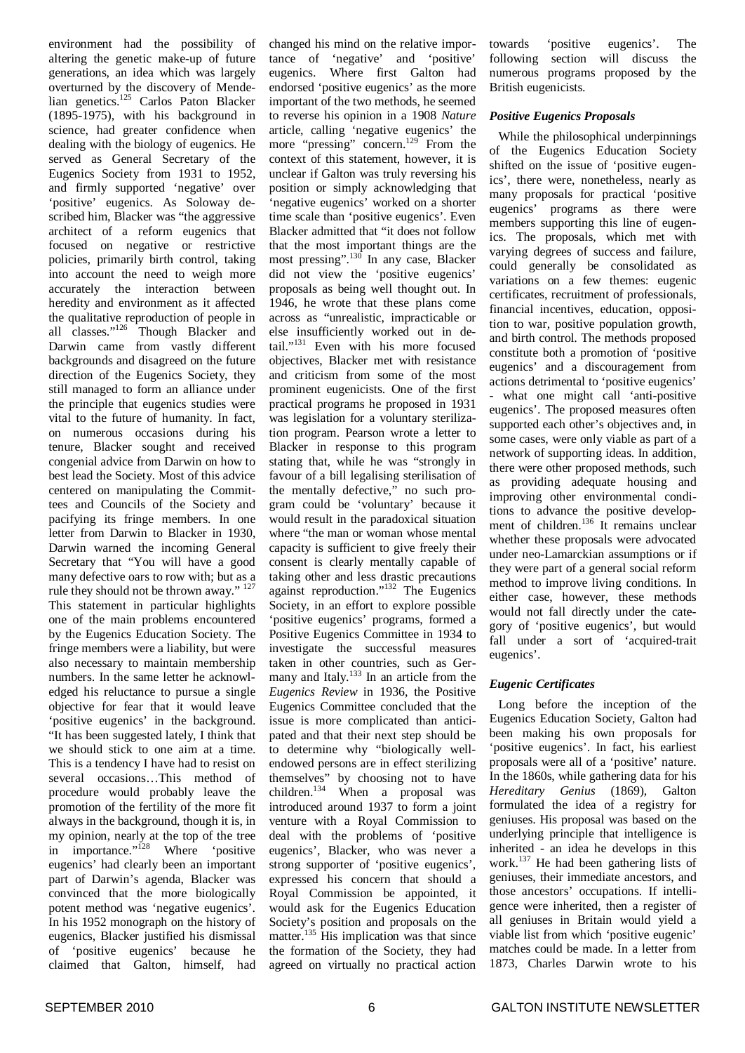environment had the possibility of altering the genetic make-up of future generations, an idea which was largely overturned by the discovery of Mendelian genetics.[125] Carlos Paton Blacker (1895-1975), with his background in science, had greater confidence when dealing with the biology of eugenics. He served as General Secretary of the Eugenics Society from 1931 to 1952, and firmly supported 'negative' over 'positive' eugenics. As Soloway described him, Blacker was "the aggressive architect of a reform eugenics that focused on negative or restrictive policies, primarily birth control, taking into account the need to weigh more accurately the interaction between heredity and environment as it affected the qualitative reproduction of people in all classes."[126] Though Blacker and Darwin came from vastly different backgrounds and disagreed on the future direction of the Eugenics Society, they still managed to form an alliance under the principle that eugenics studies were vital to the future of humanity. In fact, on numerous occasions during his tenure, Blacker sought and received congenial advice from Darwin on how to best lead the Society. Most of this advice centered on manipulating the Committees and Councils of the Society and pacifying its fringe members. In one letter from Darwin to Blacker in 1930, Darwin warned the incoming General Secretary that "You will have a good many defective oars to row with; but as a rule they should not be thrown away." [127] This statement in particular highlights one of the main problems encountered by the Eugenics Education Society. The fringe members were a liability, but were also necessary to maintain membership numbers. In the same letter he acknowledged his reluctance to pursue a single objective for fear that it would leave 'positive eugenics' in the background. "It has been suggested lately, I think that we should stick to one aim at a time. This is a tendency I have had to resist on several occasions…This method of procedure would probably leave the promotion of the fertility of the more fit always in the background, though it is, in my opinion, nearly at the top of the tree in importance."[128] Where 'positive eugenics' had clearly been an important part of Darwin's agenda, Blacker was convinced that the more biologically potent method was 'negative eugenics'. In his 1952 monograph on the history of eugenics, Blacker justified his dismissal of 'positive eugenics' because he claimed that Galton, himself, had changed his mind on the relative importance of 'negative' and 'positive' eugenics. Where first Galton had endorsed 'positive eugenics' as the more important of the two methods, he seemed to reverse his opinion in a 1908 *Nature* article, calling 'negative eugenics' the more "pressing" concern.[129] From the context of this statement, however, it is unclear if Galton was truly reversing his position or simply acknowledging that 'negative eugenics' worked on a shorter time scale than 'positive eugenics'. Even Blacker admitted that "it does not follow that the most important things are the most pressing".[130] In any case, Blacker did not view the 'positive eugenics' proposals as being well thought out. In 1946, he wrote that these plans come across as "unrealistic, impracticable or else insufficiently worked out in detail."[131] Even with his more focused objectives, Blacker met with resistance and criticism from some of the most prominent eugenicists. One of the first practical programs he proposed in 1931 was legislation for a voluntary sterilization program. Pearson wrote a letter to Blacker in response to this program stating that, while he was "strongly in favour of a bill legalising sterilisation of the mentally defective," no such program could be 'voluntary' because it would result in the paradoxical situation where "the man or woman whose mental capacity is sufficient to give freely their consent is clearly mentally capable of taking other and less drastic precautions against reproduction."[132] The Eugenics Society, in an effort to explore possible 'positive eugenics' programs, formed a Positive Eugenics Committee in 1934 to investigate the successful measures taken in other countries, such as Germany and Italy.[133] In an article from the *Eugenics Review* in 1936, the Positive Eugenics Committee concluded that the issue is more complicated than anticipated and that their next step should be to determine why "biologically well-endowed persons are in effect sterilizing themselves" by choosing not to have children.[134] When a proposal was introduced around 1937 to form a joint venture with a Royal Commission to deal with the problems of 'positive eugenics', Blacker, who was never a strong supporter of 'positive eugenics', expressed his concern that should a Royal Commission be appointed, it would ask for the Eugenics Education Society's position and proposals on the matter.[135] His implication was that since the formation of the Society, they had agreed on virtually no practical action towards 'positive eugenics'. The following section will discuss the numerous programs proposed by the British eugenicists.

### *Positive Eugenics Proposals*

While the philosophical underpinnings of the Eugenics Education Society shifted on the issue of 'positive eugenics', there were, nonetheless, nearly as many proposals for practical 'positive eugenics' programs as there were members supporting this line of eugenics. The proposals, which met with varying degrees of success and failure, could generally be consolidated as variations on a few themes: eugenic certificates, recruitment of professionals, financial incentives, education, opposition to war, positive population growth, and birth control. The methods proposed constitute both a promotion of 'positive eugenics' and a discouragement from actions detrimental to 'positive eugenics' - what one might call 'anti-positive eugenics'. The proposed measures often supported each other's objectives and, in some cases, were only viable as part of a network of supporting ideas. In addition, there were other proposed methods, such as providing adequate housing and improving other environmental conditions to advance the positive development of children.[136] It remains unclear whether these proposals were advocated under neo-Lamarckian assumptions or if they were part of a general social reform method to improve living conditions. In either case, however, these methods would not fall directly under the category of 'positive eugenics', but would fall under a sort of 'acquired-trait eugenics'.

### *Eugenic Certificates*

Long before the inception of the Eugenics Education Society, Galton had been making his own proposals for 'positive eugenics'. In fact, his earliest proposals were all of a 'positive' nature. In the 1860s, while gathering data for his *Hereditary Genius* (1869), Galton formulated the idea of a registry for geniuses. His proposal was based on the underlying principle that intelligence is inherited - an idea he develops in this work.[137] He had been gathering lists of geniuses, their immediate ancestors, and those ancestors' occupations. If intelligence were inherited, then a register of all geniuses in Britain would yield a viable list from which 'positive eugenic' matches could be made. In a letter from 1873, Charles Darwin wrote to his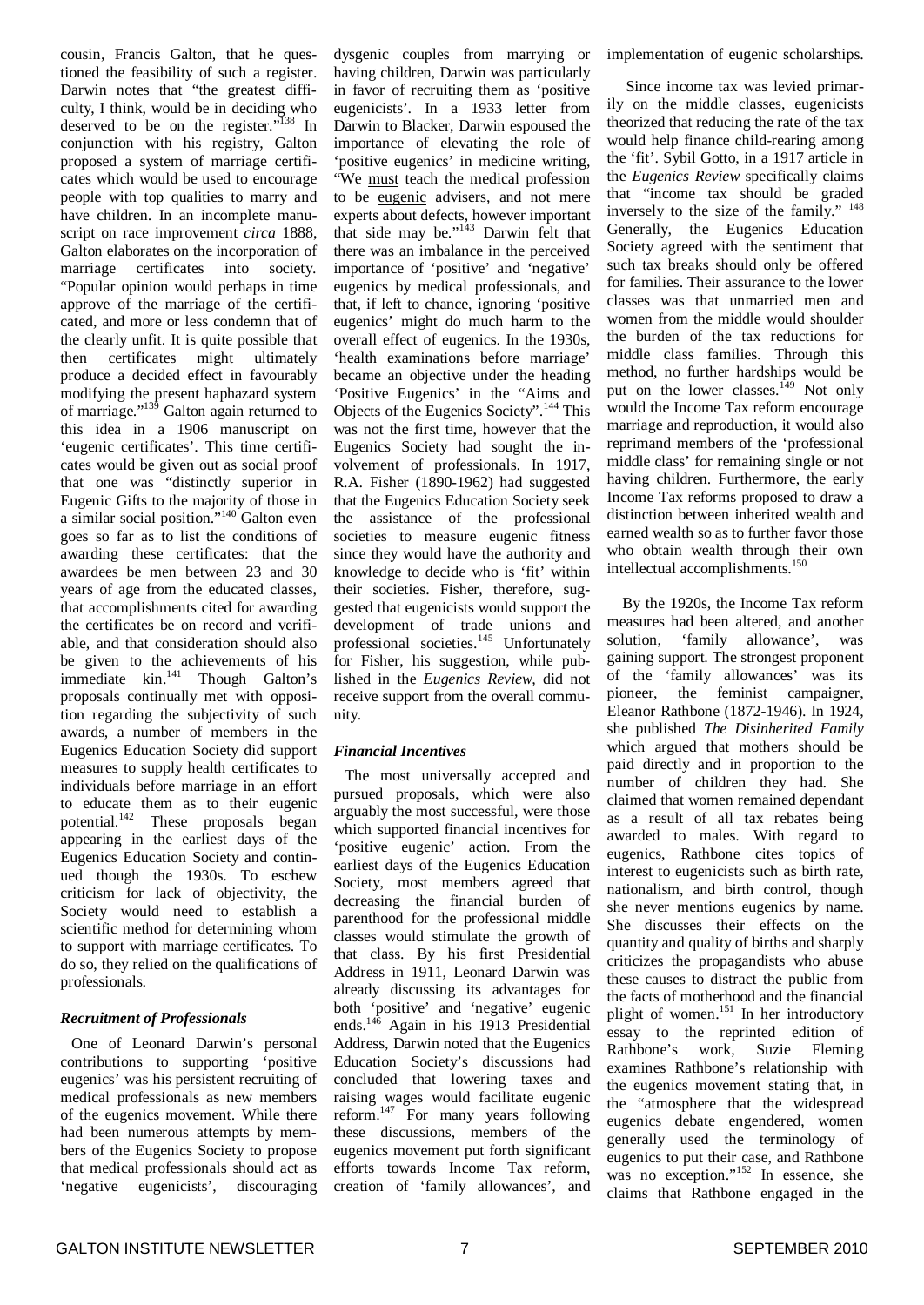cousin, Francis Galton, that he questioned the feasibility of such a register. Darwin notes that "the greatest difficulty, I think, would be in deciding who deserved to be on the register."[138] In conjunction with his registry, Galton proposed a system of marriage certificates which would be used to encourage people with top qualities to marry and have children. In an incomplete manuscript on race improvement *circa* 1888, Galton elaborates on the incorporation of marriage certificates into society. "Popular opinion would perhaps in time approve of the marriage of the certificated, and more or less condemn that of the clearly unfit. It is quite possible that then certificates might ultimately produce a decided effect in favourably modifying the present haphazard system of marriage."[139] Galton again returned to this idea in a 1906 manuscript on 'eugenic certificates'. This time certificates would be given out as social proof that one was "distinctly superior in Eugenic Gifts to the majority of those in a similar social position."[140] Galton even goes so far as to list the conditions of awarding these certificates: that the awardees be men between 23 and 30 years of age from the educated classes, that accomplishments cited for awarding the certificates be on record and verifiable, and that consideration should also be given to the achievements of his immediate kin.[141] Though Galton's proposals continually met with opposition regarding the subjectivity of such awards, a number of members in the Eugenics Education Society did support measures to supply health certificates to individuals before marriage in an effort to educate them as to their eugenic potential.[142] These proposals began appearing in the earliest days of the Eugenics Education Society and continued though the 1930s. To eschew criticism for lack of objectivity, the Society would need to establish a scientific method for determining whom to support with marriage certificates. To do so, they relied on the qualifications of professionals.

### *Recruitment of Professionals*

One of Leonard Darwin's personal contributions to supporting 'positive eugenics' was his persistent recruiting of medical professionals as new members of the eugenics movement. While there had been numerous attempts by members of the Eugenics Society to propose that medical professionals should act as 'negative eugenicists', discouraging dysgenic couples from marrying or having children, Darwin was particularly in favor of recruiting them as 'positive eugenicists'. In a 1933 letter from Darwin to Blacker, Darwin espoused the importance of elevating the role of 'positive eugenics' in medicine writing, "We must teach the medical profession to be eugenic advisers, and not mere experts about defects, however important that side may be."[143] Darwin felt that there was an imbalance in the perceived importance of 'positive' and 'negative' eugenics by medical professionals, and that, if left to chance, ignoring 'positive eugenics' might do much harm to the overall effect of eugenics. In the 1930s, 'health examinations before marriage' became an objective under the heading 'Positive Eugenics' in the "Aims and Objects of the Eugenics Society".[144] This was not the first time, however that the Eugenics Society had sought the involvement of professionals. In 1917, R.A. Fisher (1890-1962) had suggested that the Eugenics Education Society seek the assistance of the professional societies to measure eugenic fitness since they would have the authority and knowledge to decide who is 'fit' within their societies. Fisher, therefore, suggested that eugenicists would support the development of trade unions and professional societies.[145] Unfortunately for Fisher, his suggestion, while published in the *Eugenics Review*, did not receive support from the overall community.

### *Financial Incentives*

The most universally accepted and pursued proposals, which were also arguably the most successful, were those which supported financial incentives for 'positive eugenic' action. From the earliest days of the Eugenics Education Society, most members agreed that decreasing the financial burden of parenthood for the professional middle classes would stimulate the growth of that class. By his first Presidential Address in 1911, Leonard Darwin was already discussing its advantages for both 'positive' and 'negative' eugenic ends.[146] Again in his 1913 Presidential Address, Darwin noted that the Eugenics Education Society's discussions had concluded that lowering taxes and raising wages would facilitate eugenic reform.[147] For many years following these discussions, members of the eugenics movement put forth significant efforts towards Income Tax reform, creation of 'family allowances', and implementation of eugenic scholarships.

Since income tax was levied primarily on the middle classes, eugenicists theorized that reducing the rate of the tax would help finance child-rearing among the 'fit'. Sybil Gotto, in a 1917 article in the *Eugenics Review* specifically claims that "income tax should be graded inversely to the size of the family." [148] Generally, the Eugenics Education Society agreed with the sentiment that such tax breaks should only be offered for families. Their assurance to the lower classes was that unmarried men and women from the middle would shoulder the burden of the tax reductions for middle class families. Through this method, no further hardships would be put on the lower classes.[149] Not only would the Income Tax reform encourage marriage and reproduction, it would also reprimand members of the 'professional middle class' for remaining single or not having children. Furthermore, the early Income Tax reforms proposed to draw a distinction between inherited wealth and earned wealth so as to further favor those who obtain wealth through their own intellectual accomplishments.[150]

By the 1920s, the Income Tax reform measures had been altered, and another solution, 'family allowance', was gaining support. The strongest proponent of the 'family allowances' was its pioneer, the feminist campaigner, Eleanor Rathbone (1872-1946). In 1924, she published *The Disinherited Family* which argued that mothers should be paid directly and in proportion to the number of children they had. She claimed that women remained dependant as a result of all tax rebates being awarded to males. With regard to eugenics, Rathbone cites topics of interest to eugenicists such as birth rate, nationalism, and birth control, though she never mentions eugenics by name. She discusses their effects on the quantity and quality of births and sharply criticizes the propagandists who abuse these causes to distract the public from the facts of motherhood and the financial plight of women.[151] In her introductory essay to the reprinted edition of Rathbone's work, Suzie Fleming examines Rathbone's relationship with the eugenics movement stating that, in the "atmosphere that the widespread eugenics debate engendered, women generally used the terminology of eugenics to put their case, and Rathbone was no exception."[152] In essence, she claims that Rathbone engaged in the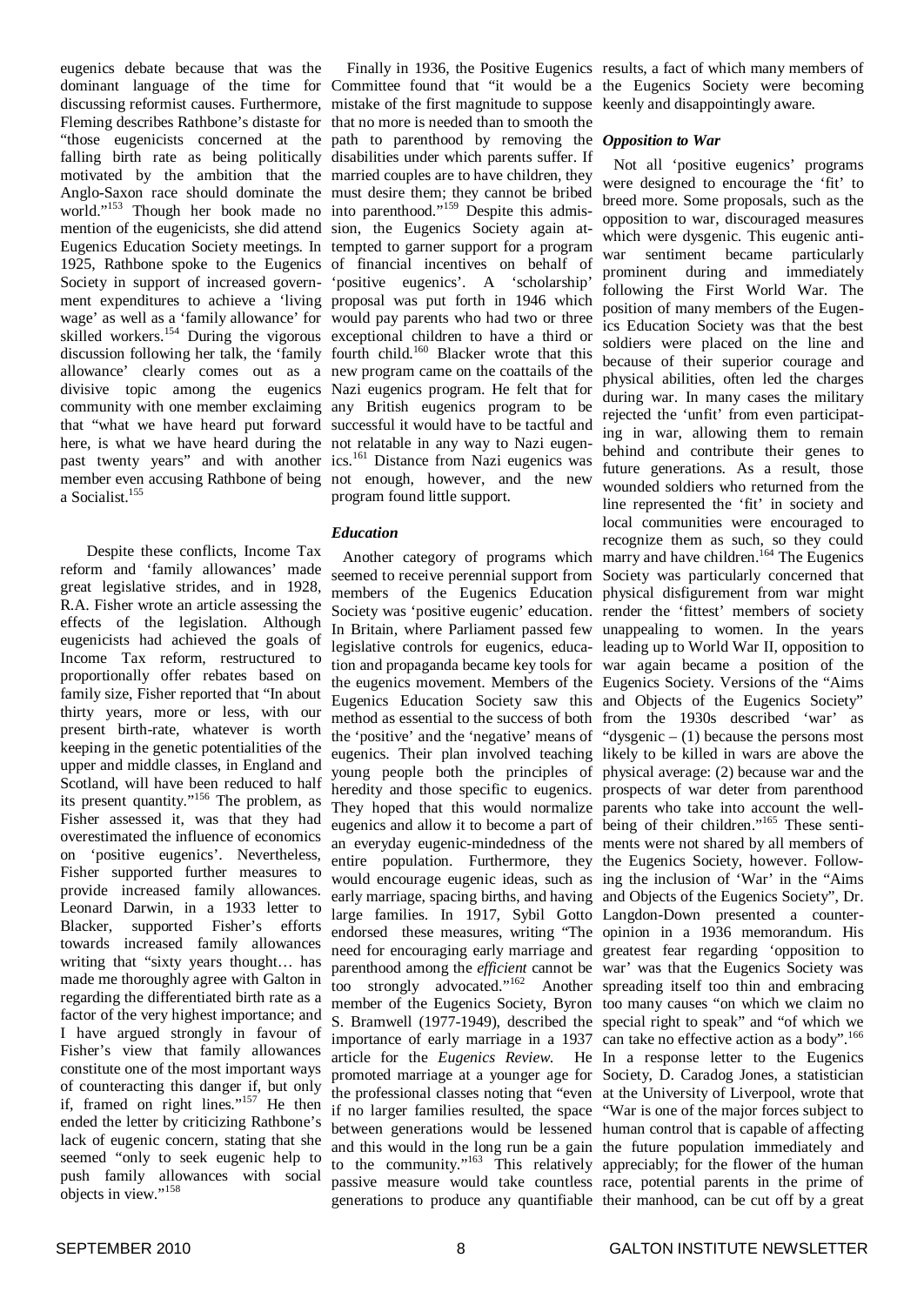eugenics debate because that was the dominant language of the time for discussing reformist causes. Furthermore, Fleming describes Rathbone's distaste for "those eugenicists concerned at the falling birth rate as being politically motivated by the ambition that the Anglo-Saxon race should dominate the world."[153] Though her book made no mention of the eugenicists, she did attend Eugenics Education Society meetings. In 1925, Rathbone spoke to the Eugenics Society in support of increased government expenditures to achieve a 'living wage' as well as a 'family allowance' for skilled workers.[154] During the vigorous discussion following her talk, the 'family allowance' clearly comes out as a divisive topic among the eugenics community with one member exclaiming that "what we have heard put forward here, is what we have heard during the past twenty years" and with another member even accusing Rathbone of being a Socialist.[155]

Despite these conflicts, Income Tax reform and 'family allowances' made great legislative strides, and in 1928, R.A. Fisher wrote an article assessing the effects of the legislation. Although eugenicists had achieved the goals of Income Tax reform, restructured to proportionally offer rebates based on family size, Fisher reported that "In about thirty years, more or less, with our present birth-rate, whatever is worth keeping in the genetic potentialities of the upper and middle classes, in England and Scotland, will have been reduced to half its present quantity."[156] The problem, as Fisher assessed it, was that they had overestimated the influence of economics on 'positive eugenics'. Nevertheless, Fisher supported further measures to provide increased family allowances. Leonard Darwin, in a 1933 letter to Blacker, supported Fisher's efforts towards increased family allowances writing that "sixty years thought… has made me thoroughly agree with Galton in regarding the differentiated birth rate as a factor of the very highest importance; and I have argued strongly in favour of Fisher's view that family allowances constitute one of the most important ways of counteracting this danger if, but only if, framed on right lines."[157] He then ended the letter by criticizing Rathbone's lack of eugenic concern, stating that she seemed "only to seek eugenic help to push family allowances with social objects in view."[158]

Finally in 1936, the Positive Eugenics Committee found that "it would be a mistake of the first magnitude to suppose that no more is needed than to smooth the path to parenthood by removing the disabilities under which parents suffer. If married couples are to have children, they must desire them; they cannot be bribed into parenthood."[159] Despite this admission, the Eugenics Society again attempted to garner support for a program of financial incentives on behalf of 'positive eugenics'. A 'scholarship' proposal was put forth in 1946 which would pay parents who had two or three exceptional children to have a third or fourth child.[160] Blacker wrote that this new program came on the coattails of the Nazi eugenics program. He felt that for any British eugenics program to be successful it would have to be tactful and not relatable in any way to Nazi eugenics.[161] Distance from Nazi eugenics was not enough, however, and the new program found little support.

### *Education*

Another category of programs which seemed to receive perennial support from members of the Eugenics Education Society was 'positive eugenic' education. In Britain, where Parliament passed few legislative controls for eugenics, education and propaganda became key tools for the eugenics movement. Members of the Eugenics Education Society saw this method as essential to the success of both the 'positive' and the 'negative' means of eugenics. Their plan involved teaching young people both the principles of heredity and those specific to eugenics. They hoped that this would normalize eugenics and allow it to become a part of an everyday eugenic-mindedness of the entire population. Furthermore, they would encourage eugenic ideas, such as early marriage, spacing births, and having large families. In 1917, Sybil Gotto endorsed these measures, writing "The need for encouraging early marriage and parenthood among the *efficient* cannot be too strongly advocated."[162] Another member of the Eugenics Society, Byron S. Bramwell (1977-1949), described the importance of early marriage in a 1937 article for the *Eugenics Review*. He promoted marriage at a younger age for the professional classes noting that "even if no larger families resulted, the space between generations would be lessened and this would in the long run be a gain to the community."[163] This relatively passive measure would take countless generations to produce any quantifiable results, a fact of which many members of the Eugenics Society were becoming keenly and disappointingly aware.

### *Opposition to War*

Not all 'positive eugenics' programs were designed to encourage the 'fit' to breed more. Some proposals, such as the opposition to war, discouraged measures which were dysgenic. This eugenic anti-war sentiment became particularly prominent during and immediately following the First World War. The position of many members of the Eugenics Education Society was that the best soldiers were placed on the line and because of their superior courage and physical abilities, often led the charges during war. In many cases the military rejected the 'unfit' from even participating in war, allowing them to remain behind and contribute their genes to future generations. As a result, those wounded soldiers who returned from the line represented the 'fit' in society and local communities were encouraged to recognize them as such, so they could marry and have children.[164] The Eugenics Society was particularly concerned that physical disfigurement from war might render the 'fittest' members of society unappealing to women. In the years leading up to World War II, opposition to war again became a position of the Eugenics Society. Versions of the "Aims and Objects of the Eugenics Society" from the 1930s described 'war' as "dysgenic – (1) because the persons most likely to be killed in wars are above the physical average: (2) because war and the prospects of war deter from parenthood parents who take into account the well-being of their children."[165] These sentiments were not shared by all members of the Eugenics Society, however. Following the inclusion of 'War' in the "Aims and Objects of the Eugenics Society", Dr. Langdon-Down presented a counter-opinion in a 1936 memorandum. His greatest fear regarding 'opposition to war' was that the Eugenics Society was spreading itself too thin and embracing too many causes "on which we claim no special right to speak" and "of which we can take no effective action as a body".[166] In a response letter to the Eugenics Society, D. Caradog Jones, a statistician at the University of Liverpool, wrote that "War is one of the major forces subject to human control that is capable of affecting the future population immediately and appreciably; for the flower of the human race, potential parents in the prime of their manhood, can be cut off by a great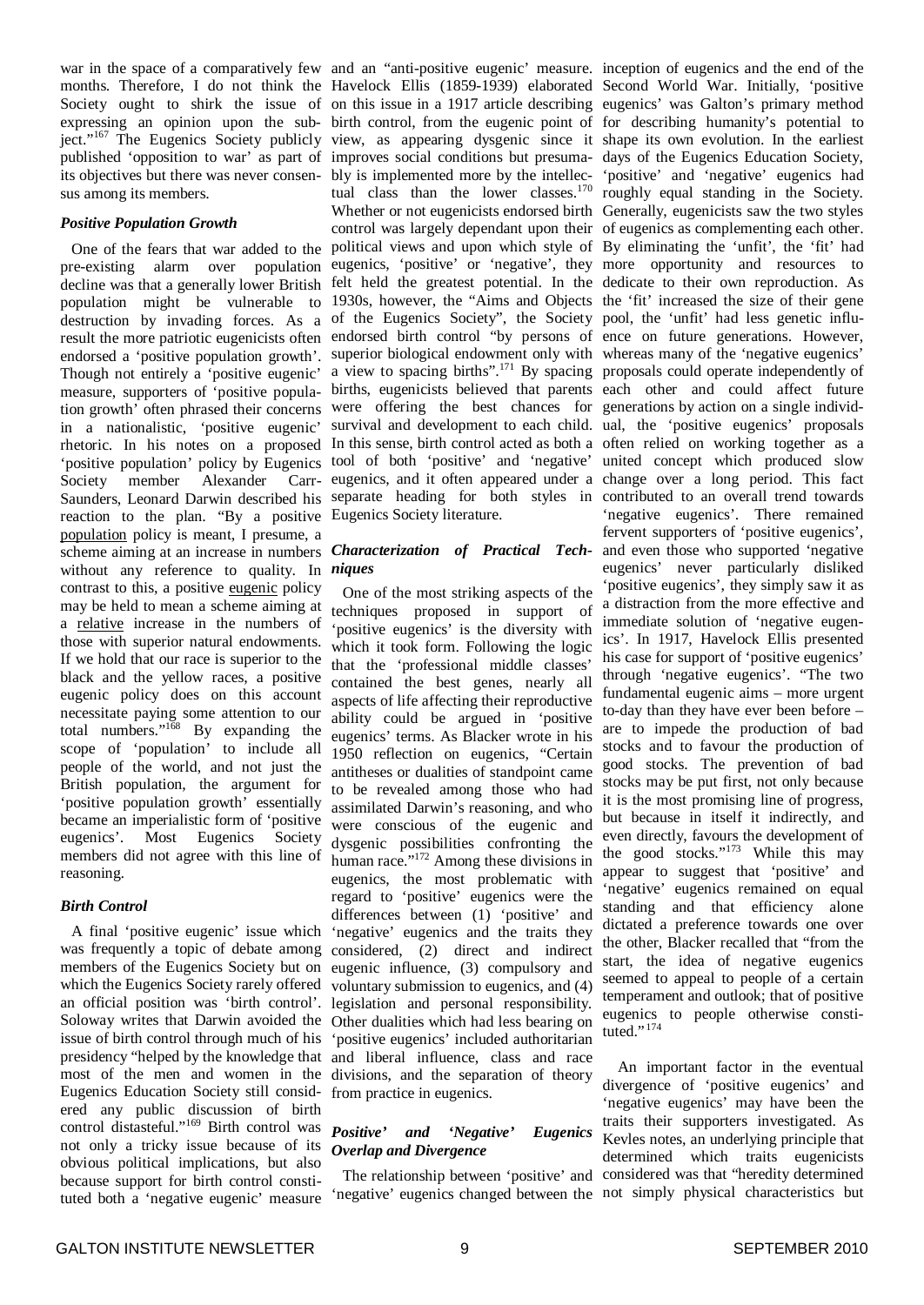war in the space of a comparatively few months. Therefore, I do not think the Society ought to shirk the issue of expressing an opinion upon the subject."[167] The Eugenics Society publicly published 'opposition to war' as part of its objectives but there was never consensus among its members.

### *Positive Population Growth*

One of the fears that war added to the pre-existing alarm over population decline was that a generally lower British population might be vulnerable to destruction by invading forces. As a result the more patriotic eugenicists often endorsed a 'positive population growth'. Though not entirely a 'positive eugenic' measure, supporters of 'positive population growth' often phrased their concerns in a nationalistic, 'positive eugenic' rhetoric. In his notes on a proposed 'positive population' policy by Eugenics Society member Alexander Carr-Saunders, Leonard Darwin described his reaction to the plan. "By a positive population policy is meant, I presume, a scheme aiming at an increase in numbers without any reference to quality. In contrast to this, a positive eugenic policy may be held to mean a scheme aiming at a relative increase in the numbers of those with superior natural endowments. If we hold that our race is superior to the black and the yellow races, a positive eugenic policy does on this account necessitate paying some attention to our total numbers."[168] By expanding the scope of 'population' to include all people of the world, and not just the British population, the argument for 'positive population growth' essentially became an imperialistic form of 'positive eugenics'. Most Eugenics Society members did not agree with this line of reasoning.

### *Birth Control*

A final 'positive eugenic' issue which was frequently a topic of debate among members of the Eugenics Society but on which the Eugenics Society rarely offered an official position was 'birth control'. Soloway writes that Darwin avoided the issue of birth control through much of his presidency "helped by the knowledge that most of the men and women in the Eugenics Education Society still considered any public discussion of birth control distasteful."[169] Birth control was not only a tricky issue because of its obvious political implications, but also because support for birth control constituted both a 'negative eugenic' measure and an "anti-positive eugenic' measure. Havelock Ellis (1859-1939) elaborated on this issue in a 1917 article describing birth control, from the eugenic point of view, as appearing dysgenic since it improves social conditions but presumably is implemented more by the intellectual class than the lower classes.[170] Whether or not eugenicists endorsed birth control was largely dependant upon their political views and upon which style of eugenics, 'positive' or 'negative', they felt held the greatest potential. In the 1930s, however, the "Aims and Objects of the Eugenics Society", the Society endorsed birth control "by persons of superior biological endowment only with a view to spacing births".[171] By spacing births, eugenicists believed that parents were offering the best chances for survival and development to each child. In this sense, birth control acted as both a tool of both 'positive' and 'negative' eugenics, and it often appeared under a separate heading for both styles in Eugenics Society literature.

### *Characterization of Practical Techniques*

One of the most striking aspects of the techniques proposed in support of 'positive eugenics' is the diversity with which it took form. Following the logic that the 'professional middle classes' contained the best genes, nearly all aspects of life affecting their reproductive ability could be argued in 'positive eugenics' terms. As Blacker wrote in his 1950 reflection on eugenics, "Certain antitheses or dualities of standpoint came to be revealed among those who had assimilated Darwin's reasoning, and who were conscious of the eugenic and dysgenic possibilities confronting the human race."[172] Among these divisions in eugenics, the most problematic with regard to 'positive' eugenics were the differences between (1) 'positive' and 'negative' eugenics and the traits they considered, (2) direct and indirect eugenic influence, (3) compulsory and voluntary submission to eugenics, and (4) legislation and personal responsibility. Other dualities which had less bearing on 'positive eugenics' included authoritarian and liberal influence, class and race divisions, and the separation of theory from practice in eugenics.

### *Positive' and 'Negative' Eugenics Overlap and Divergence*

The relationship between 'positive' and 'negative' eugenics changed between the inception of eugenics and the end of the Second World War. Initially, 'positive eugenics' was Galton's primary method for describing humanity's potential to shape its own evolution. In the earliest days of the Eugenics Education Society, 'positive' and 'negative' eugenics had roughly equal standing in the Society. Generally, eugenicists saw the two styles of eugenics as complementing each other. By eliminating the 'unfit', the 'fit' had more opportunity and resources to dedicate to their own reproduction. As the 'fit' increased the size of their gene pool, the 'unfit' had less genetic influence on future generations. However, whereas many of the 'negative eugenics' proposals could operate independently of each other and could affect future generations by action on a single individual, the 'positive eugenics' proposals often relied on working together as a united concept which produced slow change over a long period. This fact contributed to an overall trend towards 'negative eugenics'. There remained fervent supporters of 'positive eugenics', and even those who supported 'negative eugenics' never particularly disliked 'positive eugenics', they simply saw it as a distraction from the more effective and immediate solution of 'negative eugenics'. In 1917, Havelock Ellis presented his case for support of 'positive eugenics' through 'negative eugenics'. "The two fundamental eugenic aims – more urgent to-day than they have ever been before – are to impede the production of bad stocks and to favour the production of good stocks. The prevention of bad stocks may be put first, not only because it is the most promising line of progress, but because in itself it indirectly, and even directly, favours the development of the good stocks."[173] While this may appear to suggest that 'positive' and 'negative' eugenics remained on equal standing and that efficiency alone dictated a preference towards one over the other, Blacker recalled that "from the start, the idea of negative eugenics seemed to appeal to people of a certain temperament and outlook; that of positive eugenics to people otherwise constituted."[174]

An important factor in the eventual divergence of 'positive eugenics' and 'negative eugenics' may have been the traits their supporters investigated. As Kevles notes, an underlying principle that determined which traits eugenicists considered was that "heredity determined not simply physical characteristics but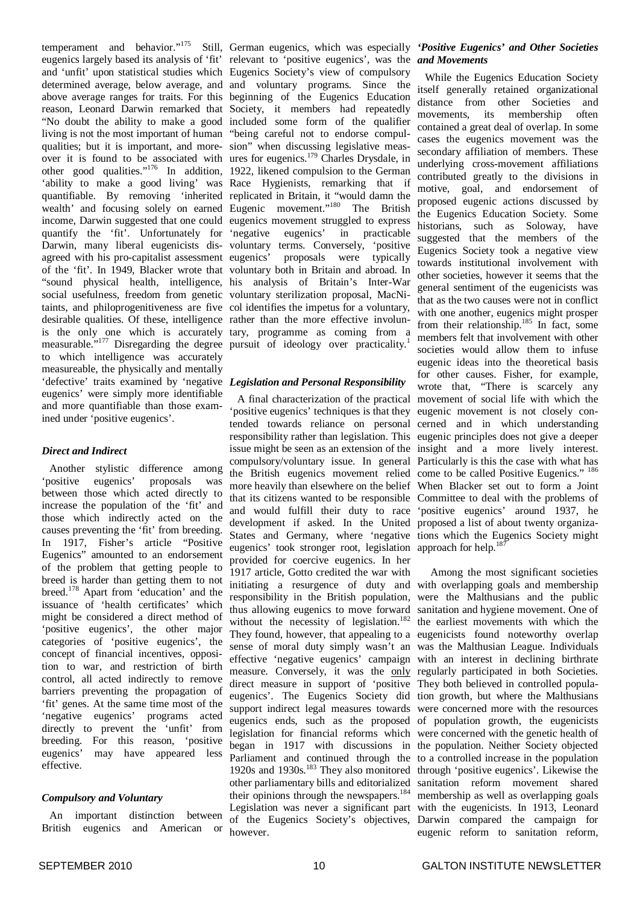temperament and behavior."[175] Still, eugenics largely based its analysis of 'fit' and 'unfit' upon statistical studies which determined average, below average, and above average ranges for traits. For this reason, Leonard Darwin remarked that "No doubt the ability to make a good living is not the most important of human qualities; but it is important, and moreover it is found to be associated with other good qualities."[176] In addition, 'ability to make a good living' was quantifiable. By removing 'inherited wealth' and focusing solely on earned income, Darwin suggested that one could quantify the 'fit'. Unfortunately for Darwin, many liberal eugenicists disagreed with his pro-capitalist assessment of the 'fit'. In 1949, Blacker wrote that "sound physical health, intelligence, social usefulness, freedom from genetic taints, and philoprogenitiveness are five desirable qualities. Of these, intelligence is the only one which is accurately measurable."[177] Disregarding the degree to which intelligence was accurately measureable, the physically and mentally 'defective' traits examined by 'negative eugenics' were simply more identifiable and more quantifiable than those examined under 'positive eugenics'.

### *Direct and Indirect*

Another stylistic difference among 'positive eugenics' proposals was between those which acted directly to increase the population of the 'fit' and those which indirectly acted on the causes preventing the 'fit' from breeding. In 1917, Fisher's article "Positive Eugenics" amounted to an endorsement of the problem that getting people to breed is harder than getting them to not breed.[178] Apart from 'education' and the issuance of 'health certificates' which might be considered a direct method of 'positive eugenics', the other major categories of 'positive eugenics', the concept of financial incentives, opposition to war, and restriction of birth control, all acted indirectly to remove barriers preventing the propagation of 'fit' genes. At the same time most of the 'negative eugenics' programs acted directly to prevent the 'unfit' from breeding. For this reason, 'positive eugenics' may have appeared less effective.

### *Compulsory and Voluntary*

An important distinction between British eugenics and American or German eugenics, which was especially relevant to 'positive eugenics', was the Eugenics Society's view of compulsory and voluntary programs. Since the beginning of the Eugenics Education Society, it members had repeatedly included some form of the qualifier "being careful not to endorse compulsion" when discussing legislative measures for eugenics.[179] Charles Drysdale, in 1922, likened compulsion to the German Race Hygienists, remarking that if replicated in Britain, it "would damn the Eugenic movement."[180] The British eugenics movement struggled to express 'negative eugenics' in practicable voluntary terms. Conversely, 'positive eugenics' proposals were typically voluntary both in Britain and abroad. In his analysis of Britain's Inter-War voluntary sterilization proposal, MacNicol identifies the impetus for a voluntary, rather than the more effective involuntary, programme as coming from a pursuit of ideology over practicality.[1]

### *Legislation and Personal Responsibility*

A final characterization of the practical 'positive eugenics' techniques is that they tended towards reliance on personal responsibility rather than legislation. This issue might be seen as an extension of the compulsory/voluntary issue. In general the British eugenics movement relied more heavily than elsewhere on the belief that its citizens wanted to be responsible and would fulfill their duty to race development if asked. In the United States and Germany, where 'negative eugenics' took stronger root, legislation provided for coercive eugenics. In her 1917 article, Gotto credited the war with initiating a resurgence of duty and responsibility in the British population, thus allowing eugenics to move forward without the necessity of legislation.[182] They found, however, that appealing to a sense of moral duty simply wasn't an effective 'negative eugenics' campaign measure. Conversely, it was the only direct measure in support of 'positive eugenics'. The Eugenics Society did support indirect legal measures towards eugenics ends, such as the proposed legislation for financial reforms which began in 1917 with discussions in Parliament and continued through the 1920s and 1930s.[183] They also monitored other parliamentary bills and editorialized their opinions through the newspapers.[184] Legislation was never a significant part of the Eugenics Society's objectives, however.

### *'Positive Eugenics' and Other Societies and Movements*

While the Eugenics Education Society itself generally retained organizational distance from other Societies and movements, its membership often contained a great deal of overlap. In some cases the eugenics movement was the secondary affiliation of members. These underlying cross-movement affiliations contributed greatly to the divisions in motive, goal, and endorsement of proposed eugenic actions discussed by the Eugenics Education Society. Some historians, such as Soloway, have suggested that the members of the Eugenics Society took a negative view towards institutional involvement with other societies, however it seems that the general sentiment of the eugenicists was that as the two causes were not in conflict with one another, eugenics might prosper from their relationship.[185] In fact, some members felt that involvement with other societies would allow them to infuse eugenic ideas into the theoretical basis for other causes. Fisher, for example, wrote that, "There is scarcely any movement of social life with which the eugenic movement is not closely concerned and in which understanding eugenic principles does not give a deeper insight and a more lively interest. Particularly is this the case with what has come to be called Positive Eugenics." [186] When Blacker set out to form a Joint Committee to deal with the problems of 'positive eugenics' around 1937, he proposed a list of about twenty organizations which the Eugenics Society might approach for help.[187]

Among the most significant societies with overlapping goals and membership were the Malthusians and the public sanitation and hygiene movement. One of the earliest movements with which the eugenicists found noteworthy overlap was the Malthusian League. Individuals with an interest in declining birthrate regularly participated in both Societies. They both believed in controlled population growth, but where the Malthusians were concerned more with the resources of population growth, the eugenicists were concerned with the genetic health of the population. Neither Society objected to a controlled increase in the population through 'positive eugenics'. Likewise the sanitation reform movement shared membership as well as overlapping goals with the eugenicists. In 1913, Leonard Darwin compared the campaign for eugenic reform to sanitation reform,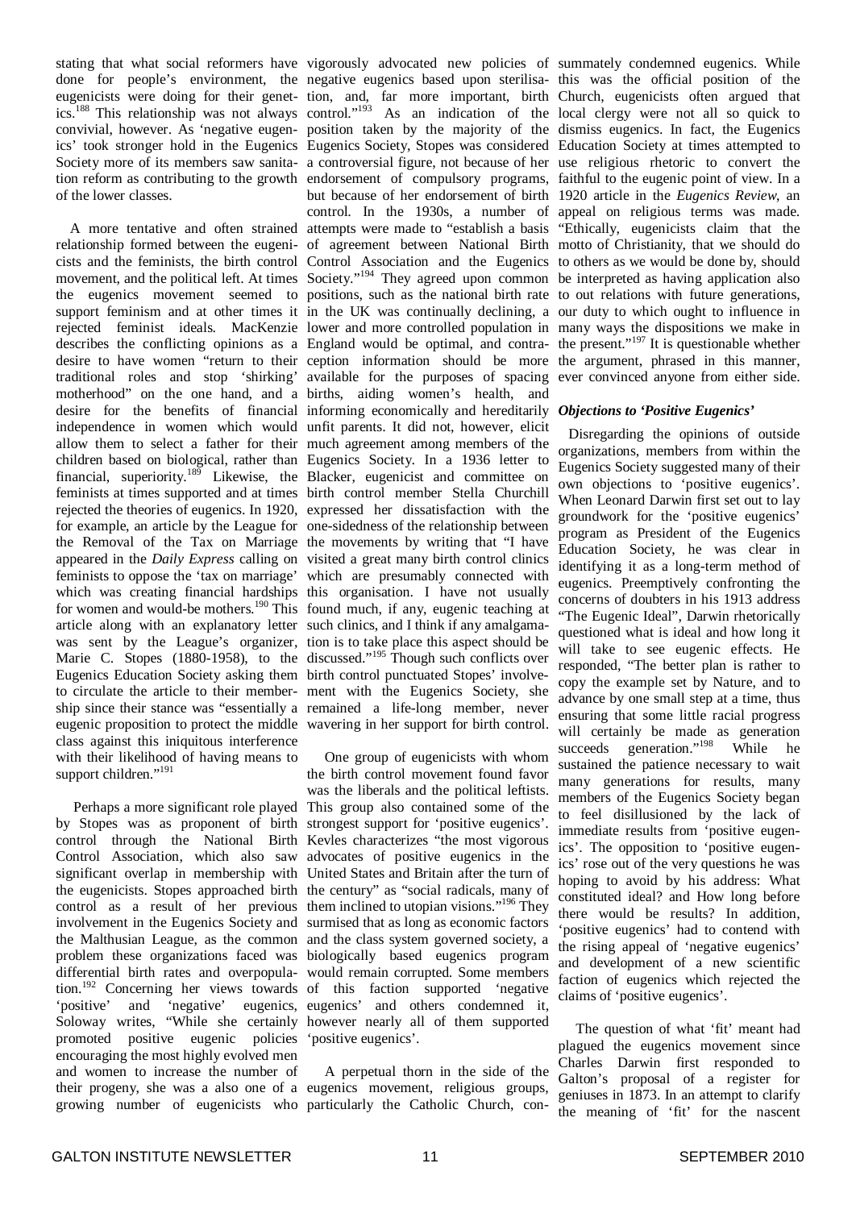stating that what social reformers have done for people's environment, the eugenicists were doing for their genetics.[188] This relationship was not always convivial, however. As 'negative eugenics' took stronger hold in the Eugenics Society more of its members saw sanitation reform as contributing to the growth of the lower classes.

A more tentative and often strained relationship formed between the eugenicists and the feminists, the birth control movement, and the political left. At times the eugenics movement seemed to support feminism and at other times it rejected feminist ideals. MacKenzie describes the conflicting opinions as a desire to have women "return to their traditional roles and stop 'shirking' motherhood" on the one hand, and a desire for the benefits of financial independence in women which would allow them to select a father for their children based on biological, rather than financial, superiority.[189] Likewise, the feminists at times supported and at times rejected the theories of eugenics. In 1920, for example, an article by the League for the Removal of the Tax on Marriage appeared in the *Daily Express* calling on feminists to oppose the 'tax on marriage' which was creating financial hardships for women and would-be mothers.[190] This article along with an explanatory letter was sent by the League's organizer, Marie C. Stopes (1880-1958), to the Eugenics Education Society asking them to circulate the article to their membership since their stance was "essentially a eugenic proposition to protect the middle class against this iniquitous interference with their likelihood of having means to support children."[191]

Perhaps a more significant role played by Stopes was as proponent of birth control through the National Birth Control Association, which also saw significant overlap in membership with the eugenicists. Stopes approached birth control as a result of her previous involvement in the Eugenics Society and the Malthusian League, as the common problem these organizations faced was differential birth rates and overpopulation.[192] Concerning her views towards 'positive' and 'negative' eugenics, Soloway writes, "While she certainly promoted positive eugenic policies encouraging the most highly evolved men and women to increase the number of their progeny, she was a also one of a growing number of eugenicists who vigorously advocated new policies of negative eugenics based upon sterilisation, and, far more important, birth control."[193] As an indication of the position taken by the majority of the Eugenics Society, Stopes was considered a controversial figure, not because of her endorsement of compulsory programs, but because of her endorsement of birth control. In the 1930s, a number of attempts were made to "establish a basis of agreement between National Birth Control Association and the Eugenics Society."[194] They agreed upon common positions, such as the national birth rate in the UK was continually declining, a lower and more controlled population in England would be optimal, and contraception information should be more available for the purposes of spacing births, aiding women's health, and informing economically and hereditarily unfit parents. It did not, however, elicit much agreement among members of the Eugenics Society. In a 1936 letter to Blacker, eugenicist and committee on birth control member Stella Churchill expressed her dissatisfaction with the one-sidedness of the relationship between the movements by writing that "I have visited a great many birth control clinics which are presumably connected with this organisation. I have not usually found much, if any, eugenic teaching at such clinics, and I think if any amalgamation is to take place this aspect should be discussed."[195] Though such conflicts over birth control punctuated Stopes' involvement with the Eugenics Society, she remained a life-long member, never wavering in her support for birth control.

One group of eugenicists with whom the birth control movement found favor was the liberals and the political leftists. This group also contained some of the strongest support for 'positive eugenics'. Kevles characterizes "the most vigorous advocates of positive eugenics in the United States and Britain after the turn of the century" as "social radicals, many of them inclined to utopian visions."[196] They surmised that as long as economic factors and the class system governed society, a biologically based eugenics program would remain corrupted. Some members of this faction supported 'negative eugenics' and others condemned it, however nearly all of them supported 'positive eugenics'.

A perpetual thorn in the side of the eugenics movement, religious groups, particularly the Catholic Church, consummately condemned eugenics. While this was the official position of the Church, eugenicists often argued that local clergy were not all so quick to dismiss eugenics. In fact, the Eugenics Education Society at times attempted to use religious rhetoric to convert the faithful to the eugenic point of view. In a 1920 article in the *Eugenics Review*, an appeal on religious terms was made. "Ethically, eugenicists claim that the motto of Christianity, that we should do to others as we would be done by, should be interpreted as having application also to out relations with future generations, our duty to which ought to influence in many ways the dispositions we make in the present."[197] It is questionable whether the argument, phrased in this manner, ever convinced anyone from either side.

### *Objections to 'Positive Eugenics'*

Disregarding the opinions of outside organizations, members from within the Eugenics Society suggested many of their own objections to 'positive eugenics'. When Leonard Darwin first set out to lay groundwork for the 'positive eugenics' program as President of the Eugenics Education Society, he was clear in identifying it as a long-term method of eugenics. Preemptively confronting the concerns of doubters in his 1913 address "The Eugenic Ideal", Darwin rhetorically questioned what is ideal and how long it will take to see eugenic effects. He responded, "The better plan is rather to copy the example set by Nature, and to advance by one small step at a time, thus ensuring that some little racial progress will certainly be made as generation succeeds generation."[198] While he sustained the patience necessary to wait many generations for results, many members of the Eugenics Society began to feel disillusioned by the lack of immediate results from 'positive eugenics'. The opposition to 'positive eugenics' rose out of the very questions he was hoping to avoid by his address: What constituted ideal? and How long before there would be results? In addition, 'positive eugenics' had to contend with the rising appeal of 'negative eugenics' and development of a new scientific faction of eugenics which rejected the claims of 'positive eugenics'.

The question of what 'fit' meant had plagued the eugenics movement since Charles Darwin first responded to Galton's proposal of a register for geniuses in 1873. In an attempt to clarify the meaning of 'fit' for the nascent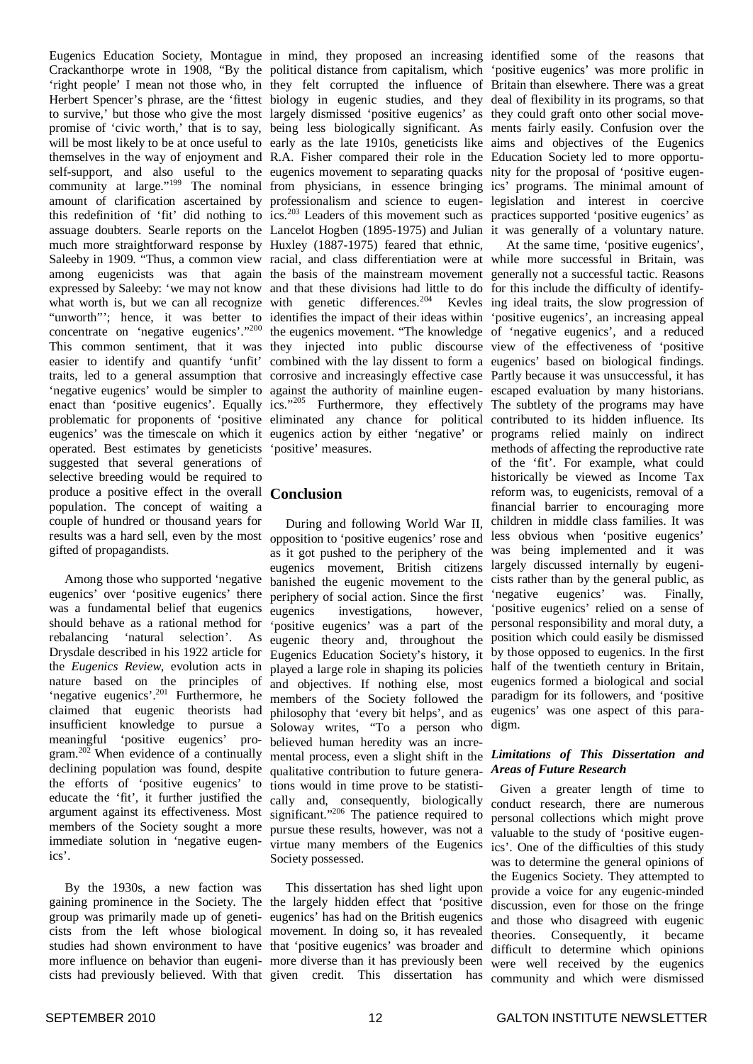Eugenics Education Society, Montague Crackanthorpe wrote in 1908, "By the 'right people' I mean not those who, in Herbert Spencer's phrase, are the 'fittest to survive,' but those who give the most promise of 'civic worth,' that is to say, will be most likely to be at once useful to themselves in the way of enjoyment and self-support, and also useful to the community at large."[199] The nominal amount of clarification ascertained by this redefinition of 'fit' did nothing to assuage doubters. Searle reports on the much more straightforward response by Saleeby in 1909. "Thus, a common view among eugenicists was that again expressed by Saleeby: 'we may not know what worth is, but we can all recognize "unworth"'; hence, it was better to concentrate on 'negative eugenics'."[200] This common sentiment, that it was easier to identify and quantify 'unfit' traits, led to a general assumption that 'negative eugenics' would be simpler to enact than 'positive eugenics'. Equally problematic for proponents of 'positive eugenics' was the timescale on which it operated. Best estimates by geneticists suggested that several generations of selective breeding would be required to produce a positive effect in the overall population. The concept of waiting a couple of hundred or thousand years for results was a hard sell, even by the most gifted of propagandists.

Among those who supported 'negative eugenics' over 'positive eugenics' there was a fundamental belief that eugenics should behave as a rational method for rebalancing 'natural selection'. As Drysdale described in his 1922 article for the *Eugenics Review*, evolution acts in nature based on the principles of 'negative eugenics'.[201] Furthermore, he claimed that eugenic theorists had insufficient knowledge to pursue a meaningful 'positive eugenics' program.[202] When evidence of a continually declining population was found, despite the efforts of 'positive eugenics' to educate the 'fit', it further justified the argument against its effectiveness. Most members of the Society sought a more immediate solution in 'negative eugenics'.

By the 1930s, a new faction was gaining prominence in the Society. The group was primarily made up of geneticists from the left whose biological studies had shown environment to have more influence on behavior than eugenicists had previously believed. With that in mind, they proposed an increasing political distance from capitalism, which they felt corrupted the influence of biology in eugenic studies, and they largely dismissed 'positive eugenics' as being less biologically significant. As early as the late 1910s, geneticists like R.A. Fisher compared their role in the eugenics movement to separating quacks from physicians, in essence bringing professionalism and science to eugenics.[203] Leaders of this movement such as Lancelot Hogben (1895-1975) and Julian Huxley (1887-1975) feared that ethnic, racial, and class differentiation were at the basis of the mainstream movement and that these divisions had little to do with genetic differences.[204] Kevles identifies the impact of their ideas within the eugenics movement. "The knowledge they injected into public discourse combined with the lay dissent to form a corrosive and increasingly effective case against the authority of mainline eugenics."[205] Furthermore, they effectively eliminated any chance for political eugenics action by either 'negative' or 'positive' measures.

## Conclusion

During and following World War II, opposition to 'positive eugenics' rose and as it got pushed to the periphery of the eugenics movement, British citizens banished the eugenic movement to the periphery of social action. Since the first eugenics investigations, however, 'positive eugenics' was a part of the eugenic theory and, throughout the Eugenics Education Society's history, it played a large role in shaping its policies and objectives. If nothing else, most members of the Society followed the philosophy that 'every bit helps', and as Soloway writes, "To a person who believed human heredity was an incremental process, even a slight shift in the qualitative contribution to future generations would in time prove to be statistically and, consequently, biologically significant."[206] The patience required to pursue these results, however, was not a virtue many members of the Eugenics Society possessed.

This dissertation has shed light upon the largely hidden effect that 'positive eugenics' has had on the British eugenics movement. In doing so, it has revealed that 'positive eugenics' was broader and more diverse than it has previously been given credit. This dissertation has identified some of the reasons that 'positive eugenics' was more prolific in Britain than elsewhere. There was a great deal of flexibility in its programs, so that they could graft onto other social movements fairly easily. Confusion over the aims and objectives of the Eugenics Education Society led to more opportunity for the proposal of 'positive eugenics' programs. The minimal amount of legislation and interest in coercive practices supported 'positive eugenics' as it was generally of a voluntary nature.

At the same time, 'positive eugenics', while more successful in Britain, was generally not a successful tactic. Reasons for this include the difficulty of identifying ideal traits, the slow progression of 'positive eugenics', an increasing appeal of 'negative eugenics', and a reduced view of the effectiveness of 'positive eugenics' based on biological findings. Partly because it was unsuccessful, it has escaped evaluation by many historians. The subtlety of the programs may have contributed to its hidden influence. Its programs relied mainly on indirect methods of affecting the reproductive rate of the 'fit'. For example, what could historically be viewed as Income Tax reform was, to eugenicists, removal of a financial barrier to encouraging more children in middle class families. It was less obvious when 'positive eugenics' was being implemented and it was largely discussed internally by eugenicists rather than by the general public, as 'negative eugenics' was. Finally, 'positive eugenics' relied on a sense of personal responsibility and moral duty, a position which could easily be dismissed by those opposed to eugenics. In the first half of the twentieth century in Britain, eugenics formed a biological and social paradigm for its followers, and 'positive eugenics' was one aspect of this paradigm.

### *Limitations of This Dissertation and Areas of Future Research*

Given a greater length of time to conduct research, there are numerous personal collections which might prove valuable to the study of 'positive eugenics'. One of the difficulties of this study was to determine the general opinions of the Eugenics Society. They attempted to provide a voice for any eugenic-minded discussion, even for those on the fringe and those who disagreed with eugenic theories. Consequently, it became difficult to determine which opinions were well received by the eugenics community and which were dismissed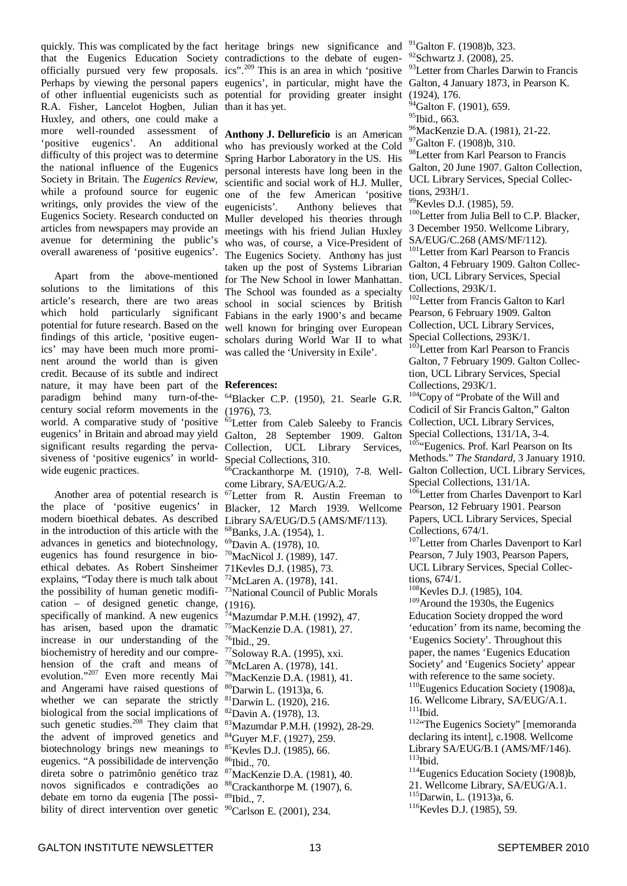quickly. This was complicated by the fact that the Eugenics Education Society officially pursued very few proposals. Perhaps by viewing the personal papers of other influential eugenicists such as R.A. Fisher, Lancelot Hogben, Julian Huxley, and others, one could make a more well-rounded assessment of 'positive eugenics'. An additional difficulty of this project was to determine the national influence of the Eugenics Society in Britain. The *Eugenics Review*, while a profound source for eugenic writings, only provides the view of the Eugenics Society. Research conducted on articles from newspapers may provide an avenue for determining the public's overall awareness of 'positive eugenics'.

Apart from the above-mentioned solutions to the limitations of this article's research, there are two areas which hold particularly significant potential for future research. Based on the findings of this article, 'positive eugenics' may have been much more prominent around the world than is given credit. Because of its subtle and indirect nature, it may have been part of the paradigm behind many turn-of-the-century social reform movements in the world. A comparative study of 'positive eugenics' in Britain and abroad may yield significant results regarding the pervasiveness of 'positive eugenics' in worldwide eugenic practices.

Another area of potential research is the place of 'positive eugenics' in modern bioethical debates. As described in the introduction of this article with the advances in genetics and biotechnology, eugenics has found resurgence in bioethical debates. As Robert Sinsheimer explains, "Today there is much talk about the possibility of human genetic modification – of designed genetic change, specifically of mankind. A new eugenics has arisen, based upon the dramatic increase in our understanding of the biochemistry of heredity and our comprehension of the craft and means of evolution."[207] Even more recently Mai and Angerami have raised questions of whether we can separate the strictly biological from the social implications of such genetic studies.[208] They claim that the advent of improved genetics and biotechnology brings new meanings to eugenics. "A possibilidade de intervenção direta sobre o patrimônio genético traz novos significados e contradições ao debate em torno da eugenia [The possibility of direct intervention over genetic heritage brings new significance and contradictions to the debate of eugenics".[209] This is an area in which 'positive eugenics', in particular, might have the potential for providing greater insight than it has yet.

**Anthony J. Dellureficio** is an American who has previously worked at the Cold Spring Harbor Laboratory in the US. His personal interests have long been in the scientific and social work of H.J. Muller, one of the few American 'positive eugenicists'. Anthony believes that Muller developed his theories through meetings with his friend Julian Huxley who was, of course, a Vice-President of The Eugenics Society. Anthony has just taken up the post of Systems Librarian for The New School in lower Manhattan. The School was founded as a specialty school in social sciences by British Fabians in the early 1900's and became well known for bringing over European scholars during World War II to what was called the 'University in Exile'.

**References:**

[64]Blacker C.P. (1950), 21. Searle G.R. (1976), 73.
[65]Letter from Caleb Saleeby to Francis Galton, 28 September 1909. Galton Collection, UCL Library Services, Special Collections, 310.
[66]Crackanthorpe M. (1910), 7-8. Wellcome Library, SA/EUG/A.2.
[67]Letter from R. Austin Freeman to Blacker, 12 March 1939. Wellcome Library SA/EUG/D.5 (AMS/MF/113).
[68]Banks, J.A. (1954), 1.
[69]Davin A. (1978), 10.
[70]MacNicol J. (1989), 147.
71Kevles D.J. (1985), 73.
[72]McLaren A. (1978), 141.
[73]National Council of Public Morals (1916).
[74]Mazumdar P.M.H. (1992), 47.
[75]MacKenzie D.A. (1981), 27.
[76]Ibid., 29.
[77]Soloway R.A. (1995), xxi.
[78]McLaren A. (1978), 141.
[79]MacKenzie D.A. (1981), 41.
[80]Darwin L. (1913)a, 6.
[81]Darwin L. (1920), 216.
[82]Davin A. (1978), 13.
[83]Mazumdar P.M.H. (1992), 28-29.
[84]Guyer M.F. (1927), 259.
[85]Kevles D.J. (1985), 66.
[86]Ibid., 70.
[87]MacKenzie D.A. (1981), 40.
[88]Crackanthorpe M. (1907), 6.
[89]Ibid., 7.
[90]Carlson E. (2001), 234.
[91]Galton F. (1908)b, 323.
[92]Schwartz J. (2008), 25.
[93]Letter from Charles Darwin to Francis Galton, 4 January 1873, in Pearson K. (1924), 176.
[94]Galton F. (1901), 659.
[95]Ibid., 663.
[96]MacKenzie D.A. (1981), 21-22.
[97]Galton F. (1908)b, 310.
[98]Letter from Karl Pearson to Francis Galton, 20 June 1907. Galton Collection, UCL Library Services, Special Collections, 293H/1.
[99]Kevles D.J. (1985), 59.
[100]Letter from Julia Bell to C.P. Blacker, 3 December 1950. Wellcome Library, SA/EUG/C.268 (AMS/MF/112).
[101]Letter from Karl Pearson to Francis Galton, 4 February 1909. Galton Collection, UCL Library Services, Special Collections, 293K/1.
[102]Letter from Francis Galton to Karl Pearson, 6 February 1909. Galton Collection, UCL Library Services, Special Collections, 293K/1.
[103]Letter from Karl Pearson to Francis Galton, 7 February 1909. Galton Collection, UCL Library Services, Special Collections, 293K/1.
[104]Copy of "Probate of the Will and Codicil of Sir Francis Galton," Galton Collection, UCL Library Services, Special Collections, 131/1A, 3-4.
[105]"Eugenics. Prof. Karl Pearson on Its Methods." *The Standard*, 3 January 1910. Galton Collection, UCL Library Services, Special Collections, 131/1A.
[106]Letter from Charles Davenport to Karl Pearson, 12 February 1901. Pearson Papers, UCL Library Services, Special Collections, 674/1.
[107]Letter from Charles Davenport to Karl Pearson, 7 July 1903, Pearson Papers, UCL Library Services, Special Collections, 674/1.
[108]Kevles D.J. (1985), 104.
[109]Around the 1930s, the Eugenics Education Society dropped the word 'education' from its name, becoming the 'Eugenics Society'. Throughout this paper, the names 'Eugenics Education Society' and 'Eugenics Society' appear with reference to the same society.
[110]Eugenics Education Society (1908)a, 16. Wellcome Library, SA/EUG/A.1.
[111]Ibid.
[112]"The Eugenics Society" [memoranda declaring its intent], c.1908. Wellcome Library SA/EUG/B.1 (AMS/MF/146).
[113]Ibid.
[114]Eugenics Education Society (1908)b, 21. Wellcome Library, SA/EUG/A.1.
[115]Darwin, L. (1913)a, 6.
[116]Kevles D.J. (1985), 59.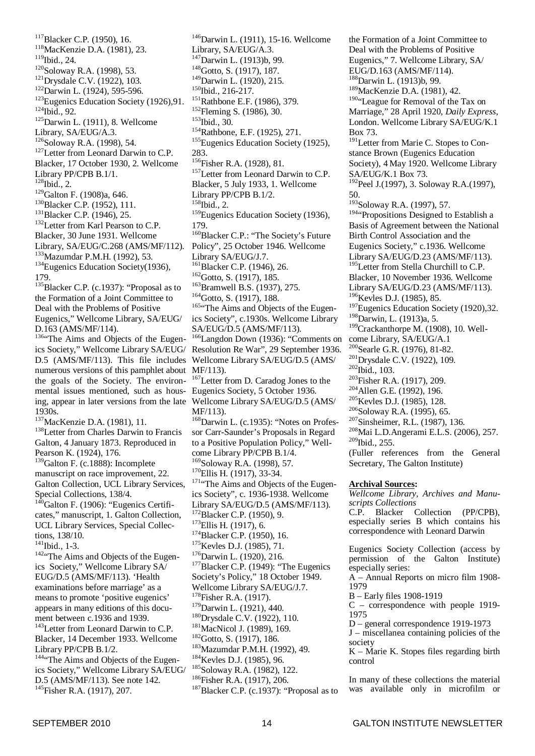[117]Blacker C.P. (1950), 16.
[118]MacKenzie D.A. (1981), 23.
[119]Ibid., 24.
[120]Soloway R.A. (1998), 53.
[121]Drysdale C.V. (1922), 103.
[122]Darwin L. (1924), 595-596.
[123]Eugenics Education Society (1926),91.
[124]Ibid., 92.
[125]Darwin L. (1911), 8. Wellcome Library, SA/EUG/A.3.
[126]Soloway R.A. (1998), 54.
[127]Letter from Leonard Darwin to C.P. Blacker, 17 October 1930, 2. Wellcome Library PP/CPB B.1/1.
[128]Ibid., 2.
[129]Galton F. (1908)a, 646.
[130]Blacker C.P. (1952), 111.
[131]Blacker C.P. (1946), 25.
[132]Letter from Karl Pearson to C.P. Blacker, 30 June 1931. Wellcome Library, SA/EUG/C.268 (AMS/MF/112).
[133]Mazumdar P.M.H. (1992), 53.
[134]Eugenics Education Society(1936), 179.
[135]Blacker C.P. (c.1937): "Proposal as to the Formation of a Joint Committee to Deal with the Problems of Positive Eugenics," Wellcome Library, SA/EUG/ D.163 (AMS/MF/114).
[136]"The Aims and Objects of the Eugenics Society," Wellcome Library SA/EUG/ D.5 (AMS/MF/113). This file includes numerous versions of this pamphlet about the goals of the Society. The environmental issues mentioned, such as housing, appear in later versions from the late 1930s.
[137]MacKenzie D.A. (1981), 11.
[138]Letter from Charles Darwin to Francis Galton, 4 January 1873. Reproduced in Pearson K. (1924), 176.
[139]Galton F. (c.1888): Incomplete manuscript on race improvement, 22. Galton Collection, UCL Library Services, Special Collections, 138/4.
[140]Galton F. (1906): "Eugenics Certificates," manuscript, 1. Galton Collection, UCL Library Services, Special Collections, 138/10.
[141]Ibid., 1-3.
[142]"The Aims and Objects of the Eugenics Society," Wellcome Library SA/ EUG/D.5 (AMS/MF/113). 'Health examinations before marriage' as a means to promote 'positive eugenics' appears in many editions of this document between c.1936 and 1939.
[143]Letter from Leonard Darwin to C.P. Blacker, 14 December 1933. Wellcome Library PP/CPB B.1/2.
[144]"The Aims and Objects of the Eugenics Society," Wellcome Library SA/EUG/ D.5 (AMS/MF/113). See note 142.
[145]Fisher R.A. (1917), 207.
[146]Darwin L. (1911), 15-16. Wellcome Library, SA/EUG/A.3.
[147]Darwin L. (1913)b, 99.
[148]Gotto, S. (1917), 187.
[149]Darwin L. (1920), 215.
[150]Ibid., 216-217.
[151]Rathbone E.F. (1986), 379.
[152]Fleming S. (1986), 30.
[153]Ibid., 30.
[154]Rathbone, E.F. (1925), 271.
[155]Eugenics Education Society (1925), 283.
[156]Fisher R.A. (1928), 81.
[157]Letter from Leonard Darwin to C.P. Blacker, 5 July 1933, 1. Wellcome Library PP/CPB B.1/2.
[158]Ibid., 2.
[159]Eugenics Education Society (1936), 179.
[160]Blacker C.P.: "The Society's Future Policy", 25 October 1946. Wellcome Library SA/EUG/J.7.
[161]Blacker C.P. (1946), 26.
[162]Gotto, S. (1917), 185.
[163]Bramwell B.S. (1937), 275.
[164]Gotto, S. (1917), 188.
[165]"The Aims and Objects of the Eugenics Society", c.1930s. Wellcome Library SA/EUG/D.5 (AMS/MF/113).
[166]Langdon Down (1936): "Comments on Resolution Re War", 29 September 1936. Wellcome Library SA/EUG/D.5 (AMS/ MF/113).
[167]Letter from D. Caradog Jones to the Eugenics Society, 5 October 1936. Wellcome Library SA/EUG/D.5 (AMS/ MF/113).
[168]Darwin L. (c.1935): "Notes on Professor Carr-Saunder's Proposals in Regard to a Positive Population Policy," Wellcome Library PP/CPB B.1/4.
[169]Soloway R.A. (1998), 57.
[170]Ellis H. (1917), 33-34.
[171]"The Aims and Objects of the Eugenics Society", c. 1936-1938. Wellcome Library SA/EUG/D.5 (AMS/MF/113).
[172]Blacker C.P. (1950), 9.
[173]Ellis H. (1917), 6.
[174]Blacker C.P. (1950), 16.
[175]Kevles D.J. (1985), 71.
[176]Darwin L. (1920), 216.
[177]Blacker C.P. (1949): "The Eugenics Society's Policy," 18 October 1949. Wellcome Library SA/EUG/J.7.
[178]Fisher R.A. (1917).
[179]Darwin L. (1921), 440.
[180]Drysdale C.V. (1922), 110.
[181]MacNicol J. (1989), 169.
[182]Gotto, S. (1917), 186.
[183]Mazumdar P.M.H. (1992), 49.
[184]Kevles D.J. (1985), 96.
[185]Soloway R.A. (1982), 122.
[186]Fisher R.A. (1917), 206.
[187]Blacker C.P. (c.1937): "Proposal as to the Formation of a Joint Committee to Deal with the Problems of Positive Eugenics," 7. Wellcome Library, SA/ EUG/D.163 (AMS/MF/114).
[188]Darwin L. (1913)b, 99.
[189]MacKenzie D.A. (1981), 42.
[190]"League for Removal of the Tax on Marriage," 28 April 1920, *Daily Express*, London. Wellcome Library SA/EUG/K.1 Box 73.
[191]Letter from Marie C. Stopes to Constance Brown (Eugenics Education Society), 4 May 1920. Wellcome Library SA/EUG/K.1 Box 73.
[192]Peel J.(1997), 3. Soloway R.A.(1997), 50.
[193]Soloway R.A. (1997), 57.
[194]"Propositions Designed to Establish a Basis of Agreement between the National Birth Control Association and the Eugenics Society," c.1936. Wellcome Library SA/EUG/D.23 (AMS/MF/113).
[195]Letter from Stella Churchill to C.P. Blacker, 10 November 1936. Wellcome Library SA/EUG/D.23 (AMS/MF/113).
[196]Kevles D.J. (1985), 85.
[197]Eugenics Education Society (1920),32.
[198]Darwin, L. (1913)a, 5.
[199]Crackanthorpe M. (1908), 10. Wellcome Library, SA/EUG/A.1
[200]Searle G.R. (1976), 81-82.
[201]Drysdale C.V. (1922), 109.
[202]Ibid., 103.
[203]Fisher R.A. (1917), 209.
[204]Allen G.E. (1992), 196.
[205]Kevles D.J. (1985), 128.
[206]Soloway R.A. (1995), 65.
[207]Sinsheimer, R.L. (1987), 136.
[208]Mai L.D.Angerami E.L.S. (2006), 257.
[209]Ibid., 255.

(Fuller references from the General Secretary, The Galton Institute)

**Archival Sources:**

*Wellcome Library, Archives and Manuscripts Collections*

C.P. Blacker Collection (PP/CPB), especially series B which contains his correspondence with Leonard Darwin

Eugenics Society Collection (access by permission of the Galton Institute) especially series:

A – Annual Reports on micro film 1908-1979

B – Early files 1908-1919

C – correspondence with people 1919-1975

D – general correspondence 1919-1973

J – miscellanea containing policies of the society

K – Marie K. Stopes files regarding birth control

In many of these collections the material was available only in microfilm or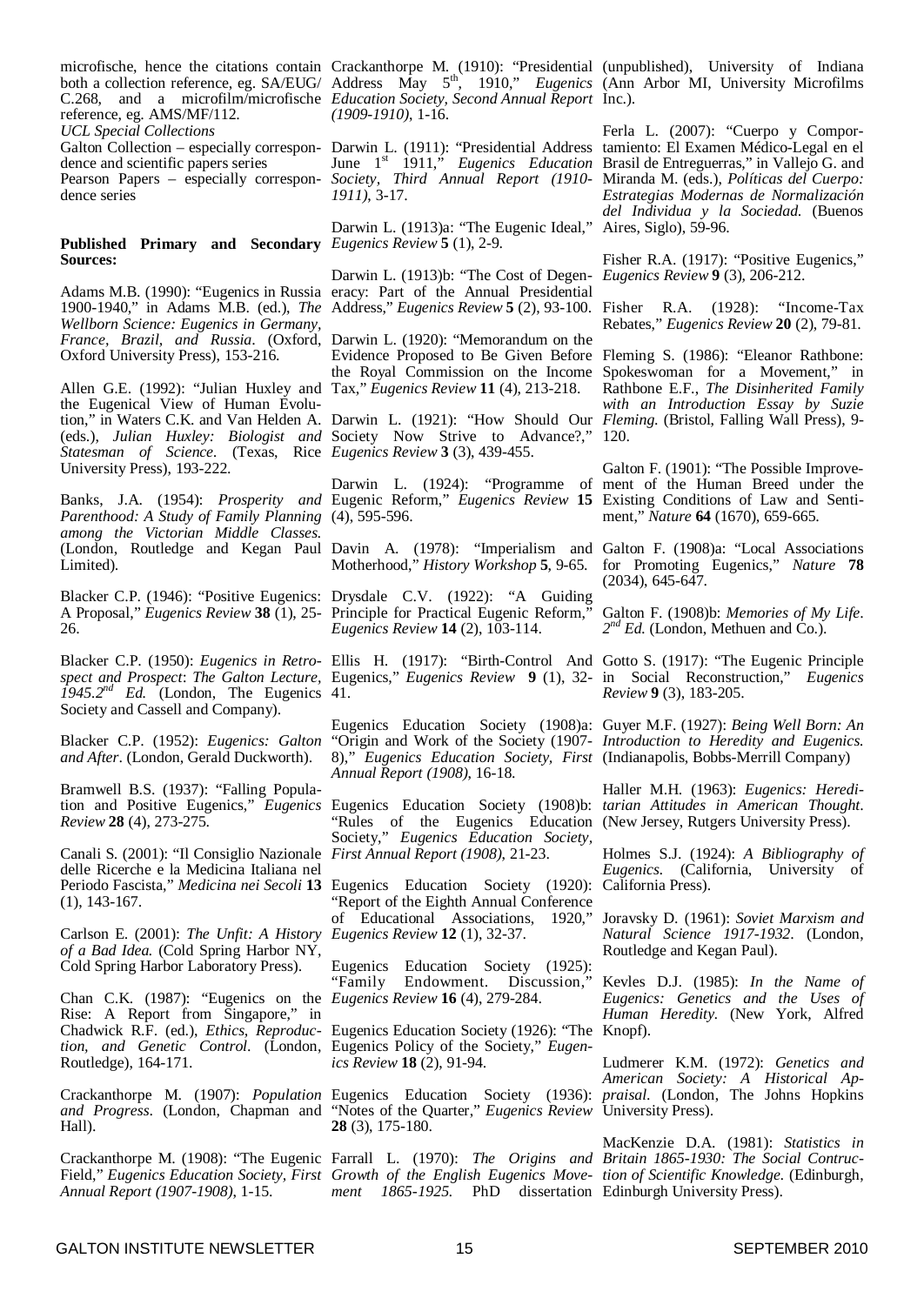microfische, hence the citations contain both a collection reference, eg. SA/EUG/ C.268, and a microfilm/microfische reference, eg. AMS/MF/112.

*UCL Special Collections*

Galton Collection – especially correspondence and scientific papers series

Pearson Papers – especially correspondence series

**Published Primary and Secondary Sources:**

Adams M.B. (1990): "Eugenics in Russia 1900-1940," in Adams M.B. (ed.), *The Wellborn Science: Eugenics in Germany, France, Brazil, and Russia*. (Oxford, Oxford University Press), 153-216.

Allen G.E. (1992): "Julian Huxley and the Eugenical View of Human Evolution," in Waters C.K. and Van Helden A. (eds.), *Julian Huxley: Biologist and Statesman of Science*. (Texas, Rice University Press), 193-222.

Banks, J.A. (1954): *Prosperity and Parenthood: A Study of Family Planning among the Victorian Middle Classes*. (London, Routledge and Kegan Paul Limited).

Blacker C.P. (1946): "Positive Eugenics: A Proposal," *Eugenics Review* **38** (1), 25-26.

Blacker C.P. (1950): *Eugenics in Retrospect and Prospect*: *The Galton Lecture, 1945*.*2nd Ed.* (London, The Eugenics Society and Cassell and Company).

Blacker C.P. (1952): *Eugenics: Galton and After*. (London, Gerald Duckworth).

Bramwell B.S. (1937): "Falling Population and Positive Eugenics," *Eugenics Review* **28** (4), 273-275.

Canali S. (2001): "Il Consiglio Nazionale delle Ricerche e la Medicina Italiana nel Periodo Fascista," *Medicina nei Secoli* **13** (1), 143-167.

Carlson E. (2001): *The Unfit: A History of a Bad Idea.* (Cold Spring Harbor NY, Cold Spring Harbor Laboratory Press).

Chan C.K. (1987): "Eugenics on the Rise: A Report from Singapore," in Chadwick R.F. (ed.), *Ethics, Reproduction, and Genetic Control*. (London, Routledge), 164-171.

Crackanthorpe M. (1907): *Population and Progress*. (London, Chapman and Hall).

Crackanthorpe M. (1908): "The Eugenic Field," *Eugenics Education Society, First Annual Report (1907-1908)*, 1-15.

Crackanthorpe M. (1910): "Presidential Address May 5th, 1910," *Eugenics Education Society, Second Annual Report (1909-1910)*, 1-16.

Darwin L. (1911): "Presidential Address June 1st 1911," *Eugenics Education Society, Third Annual Report (1910-1911)*, 3-17.

Darwin L. (1913)a: "The Eugenic Ideal," *Eugenics Review* **5** (1), 2-9.

Darwin L. (1913)b: "The Cost of Degeneracy: Part of the Annual Presidential Address," *Eugenics Review* **5** (2), 93-100.

Darwin L. (1920): "Memorandum on the Evidence Proposed to Be Given Before the Royal Commission on the Income Tax," *Eugenics Review* **11** (4), 213-218.

Darwin L. (1921): "How Should Our Society Now Strive to Advance?," *Eugenics Review* **3** (3), 439-455.

Darwin L. (1924): "Programme of Eugenic Reform," *Eugenics Review* **15** (4), 595-596.

Davin A. (1978): "Imperialism and Motherhood," *History Workshop* **5**, 9-65.

Drysdale C.V. (1922): "A Guiding Principle for Practical Eugenic Reform," *Eugenics Review* **14** (2), 103-114.

Ellis H. (1917): "Birth-Control And Eugenics," *Eugenics Review* **9** (1), 32-41.

Eugenics Education Society (1908)a: "Origin and Work of the Society (1907-8)," *Eugenics Education Society, First Annual Report (1908)*, 16-18.

Eugenics Education Society (1908)b: "Rules of the Eugenics Education Society," *Eugenics Education Society, First Annual Report (1908)*, 21-23.

Eugenics Education Society (1920): "Report of the Eighth Annual Conference of Educational Associations, 1920," *Eugenics Review* **12** (1), 32-37.

Eugenics Education Society (1925): "Family Endowment. Discussion," *Eugenics Review* **16** (4), 279-284.

Eugenics Education Society (1926): "The Eugenics Policy of the Society," *Eugenics Review* **18** (2), 91-94.

Eugenics Education Society (1936): "Notes of the Quarter," *Eugenics Review* **28** (3), 175-180.

Farrall L. (1970): *The Origins and Growth of the English Eugenics Movement 1865-1925.* PhD dissertation (unpublished), University of Indiana (Ann Arbor MI, University Microfilms Inc.).

Ferla L. (2007): "Cuerpo y Comportamiento: El Examen Médico-Legal en el Brasil de Entreguerras," in Vallejo G. and Miranda M. (eds.), *Políticas del Cuerpo: Estrategias Modernas de Normalización del Individua y la Sociedad*. (Buenos Aires, Siglo), 59-96.

Fisher R.A. (1917): "Positive Eugenics," *Eugenics Review* **9** (3), 206-212.

Fisher R.A. (1928): "Income-Tax Rebates," *Eugenics Review* **20** (2), 79-81.

Fleming S. (1986): "Eleanor Rathbone: Spokeswoman for a Movement," in Rathbone E.F., *The Disinherited Family with an Introduction Essay by Suzie Fleming*. (Bristol, Falling Wall Press), 9-120.

Galton F. (1901): "The Possible Improvement of the Human Breed under the Existing Conditions of Law and Sentiment," *Nature* **64** (1670), 659-665.

Galton F. (1908)a: "Local Associations for Promoting Eugenics," *Nature* **78** (2034), 645-647.

Galton F. (1908)b: *Memories of My Life*. *2nd Ed.* (London, Methuen and Co.).

Gotto S. (1917): "The Eugenic Principle in Social Reconstruction," *Eugenics Review* **9** (3), 183-205.

Guyer M.F. (1927): *Being Well Born: An Introduction to Heredity and Eugenics.* (Indianapolis, Bobbs-Merrill Company)

Haller M.H. (1963): *Eugenics: Hereditarian Attitudes in American Thought*. (New Jersey, Rutgers University Press).

Holmes S.J. (1924): *A Bibliography of Eugenics*. (California, University of California Press).

Joravsky D. (1961): *Soviet Marxism and Natural Science 1917-1932*. (London, Routledge and Kegan Paul).

Kevles D.J. (1985): *In the Name of Eugenics: Genetics and the Uses of Human Heredity*. (New York, Alfred Knopf).

Ludmerer K.M. (1972): *Genetics and American Society: A Historical Appraisal*. (London, The Johns Hopkins University Press).

MacKenzie D.A. (1981): *Statistics in Britain 1865-1930: The Social Contruction of Scientific Knowledge*. (Edinburgh, Edinburgh University Press).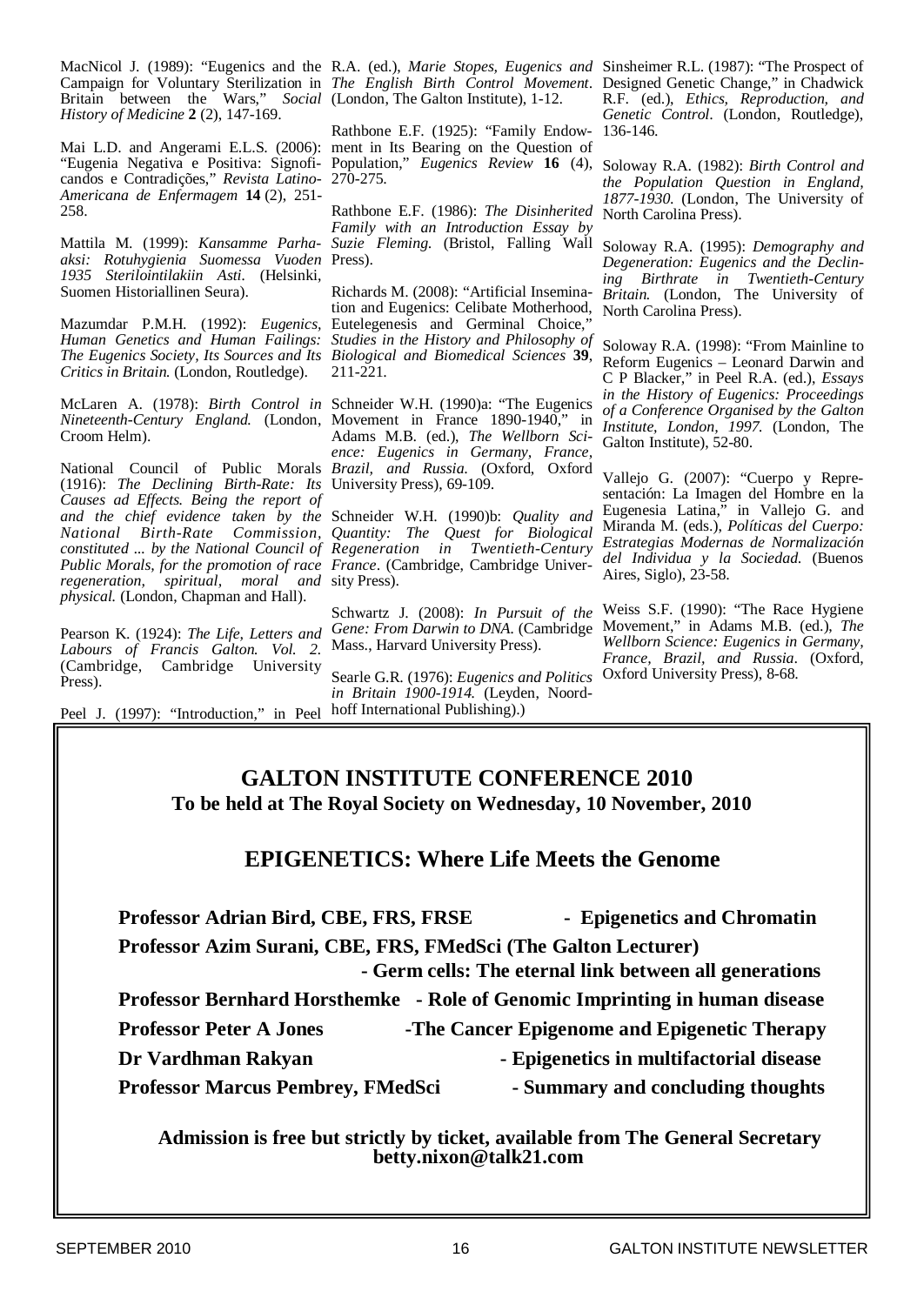MacNicol J. (1989): "Eugenics and the Campaign for Voluntary Sterilization in Britain between the Wars," *Social History of Medicine* **2** (2), 147-169.

Mai L.D. and Angerami E.L.S. (2006): "Eugenia Negativa e Positiva: Signoficandos e Contradições," *Revista Latino-Americana de Enfermagem* **14** (2), 251-258.

Mattila M. (1999): *Kansamme Parhaaksi: Rotuhygienia Suomessa Vuoden 1935 Sterilointilakiin Asti.* (Helsinki, Suomen Historiallinen Seura).

Mazumdar P.M.H. (1992): *Eugenics, Human Genetics and Human Failings: The Eugenics Society, Its Sources and Its Critics in Britain.* (London, Routledge).

McLaren A. (1978): *Birth Control in Nineteenth-Century England.* (London, Croom Helm).

National Council of Public Morals (1916): *The Declining Birth-Rate: Its Causes ad Effects. Being the report of and the chief evidence taken by the National Birth-Rate Commission, constituted ... by the National Council of Public Morals, for the promotion of race regeneration, spiritual, moral and physical.* (London, Chapman and Hall).

Pearson K. (1924): *The Life, Letters and Labours of Francis Galton. Vol. 2.* (Cambridge, Cambridge University Press).

Peel J. (1997): "Introduction," in Peel R.A. (ed.), *Marie Stopes, Eugenics and The English Birth Control Movement.* (London, The Galton Institute), 1-12.

Rathbone E.F. (1925): "Family Endowment in Its Bearing on the Question of Population," *Eugenics Review* **16** (4), 270-275.

Rathbone E.F. (1986): *The Disinherited Family with an Introduction Essay by Suzie Fleming.* (Bristol, Falling Wall Press).

Richards M. (2008): "Artificial Insemination and Eugenics: Celibate Motherhood, Eutelegenesis and Germinal Choice," *Studies in the History and Philosophy of Biological and Biomedical Sciences* **39**, 211-221.

Schneider W.H. (1990)a: "The Eugenics Movement in France 1890-1940," in Adams M.B. (ed.), *The Wellborn Science: Eugenics in Germany, France, Brazil, and Russia.* (Oxford, Oxford University Press), 69-109.

Schneider W.H. (1990)b: *Quality and Quantity: The Quest for Biological Regeneration in Twentieth-Century France.* (Cambridge, Cambridge University Press).

Schwartz J. (2008): *In Pursuit of the Gene: From Darwin to DNA.* (Cambridge Mass., Harvard University Press).

Searle G.R. (1976): *Eugenics and Politics in Britain 1900-1914.* (Leyden, Noordhoff International Publishing).)

Sinsheimer R.L. (1987): "The Prospect of Designed Genetic Change," in Chadwick R.F. (ed.), *Ethics, Reproduction, and Genetic Control.* (London, Routledge), 136-146.

Soloway R.A. (1982): *Birth Control and the Population Question in England, 1877-1930.* (London, The University of North Carolina Press).

Soloway R.A. (1995): *Demography and Degeneration: Eugenics and the Declining Birthrate in Twentieth-Century Britain.* (London, The University of North Carolina Press).

Soloway R.A. (1998): "From Mainline to Reform Eugenics – Leonard Darwin and C P Blacker," in Peel R.A. (ed.), *Essays in the History of Eugenics: Proceedings of a Conference Organised by the Galton Institute, London, 1997.* (London, The Galton Institute), 52-80.

Vallejo G. (2007): "Cuerpo y Representación: La Imagen del Hombre en la Eugenesia Latina," in Vallejo G. and Miranda M. (eds.), *Políticas del Cuerpo: Estrategias Modernas de Normalización del Individua y la Sociedad.* (Buenos Aires, Siglo), 23-58.

Weiss S.F. (1990): "The Race Hygiene Movement," in Adams M.B. (ed.), *The Wellborn Science: Eugenics in Germany, France, Brazil, and Russia.* (Oxford, Oxford University Press), 8-68.

## GALTON INSTITUTE CONFERENCE 2010

**To be held at The Royal Society on Wednesday, 10 November, 2010**

## EPIGENETICS: Where Life Meets the Genome

**Professor Adrian Bird, CBE, FRS, FRSE** - **Epigenetics and Chromatin**

**Professor Azim Surani, CBE, FRS, FMedSci (The Galton Lecturer)** - **Germ cells: The eternal link between all generations**

**Professor Bernhard Horsthemke** - **Role of Genomic Imprinting in human disease**

**Professor Peter A Jones** - **The Cancer Epigenome and Epigenetic Therapy**

**Dr Vardhman Rakyan** - **Epigenetics in multifactorial disease**

**Professor Marcus Pembrey, FMedSci** - **Summary and concluding thoughts**

**Admission is free but strictly by ticket, available from The General Secretary betty.nixon@talk21.com**